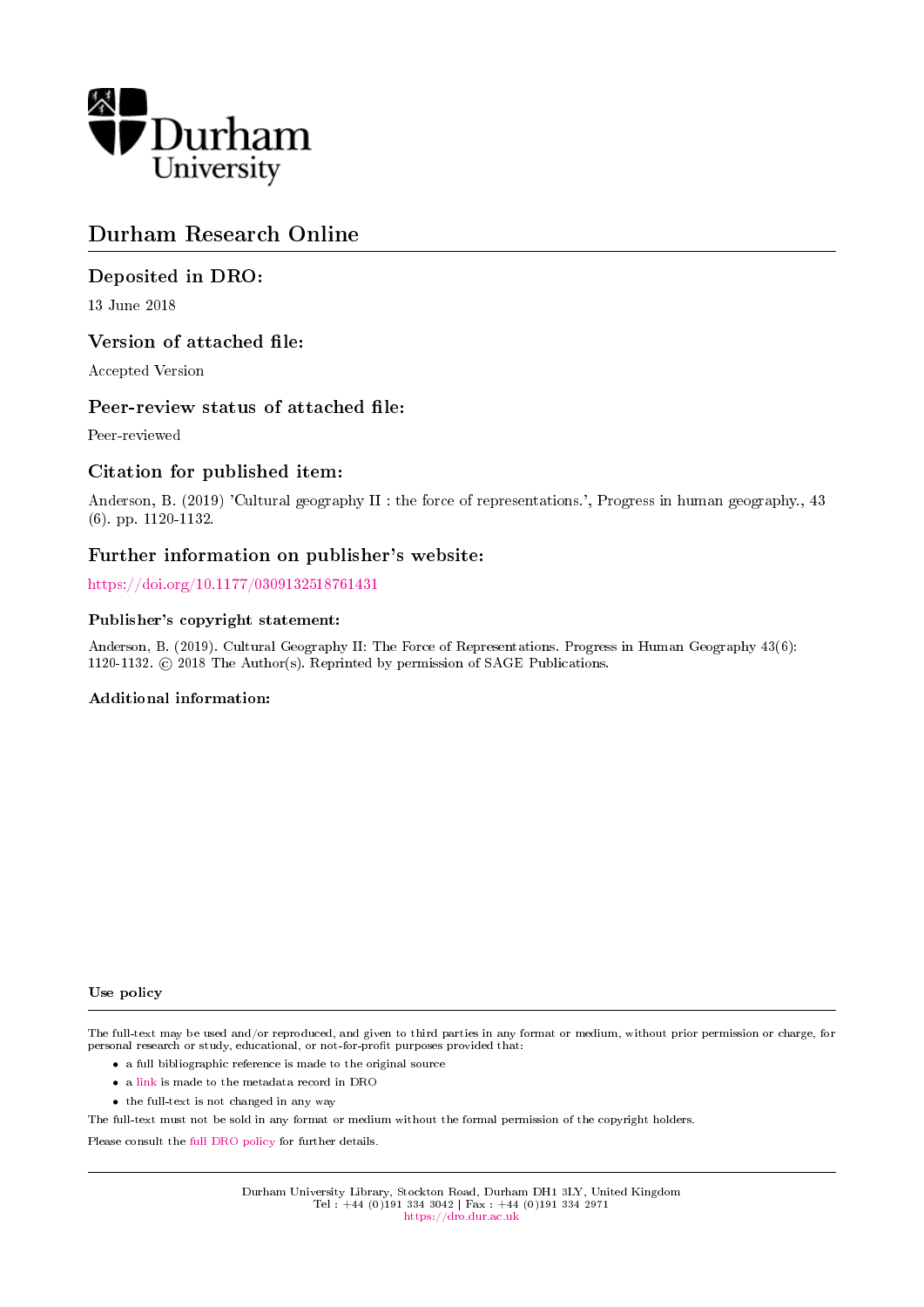Durham University

# Durham Research Online

## Deposited in DRO:

13 June 2018

## Version of attached file:

Accepted Version

## Peer-review status of attached file:

Peer-reviewed

## Citation for published item:

Anderson, B. (2019) 'Cultural geography II : the force of representations.', Progress in human geography., 43 (6). pp. 1120-1132.

## Further information on publisher's website:

https://doi.org/10.1177/0309132518761431

### Publisher's copyright statement:

Anderson, B. (2019). Cultural Geography II: The Force of Representations. Progress in Human Geography 43(6): 1120-1132. © 2018 The Author(s). Reprinted by permission of SAGE Publications.

### Additional information:

#### Use policy

The full-text may be used and/or reproduced, and given to third parties in any format or medium, without prior permission or charge, for personal research or study, educational, or not-for-profit purposes provided that:

- a full bibliographic reference is made to the original source
- a link is made to the metadata record in DRO
- the full-text is not changed in any way

The full-text must not be sold in any format or medium without the formal permission of the copyright holders.

Please consult the full DRO policy for further details.

Durham University Library, Stockton Road, Durham DH1 3LY, United Kingdom
Tel : +44 (0)191 334 3042 | Fax : +44 (0)191 334 2971
https://dro.dur.ac.uk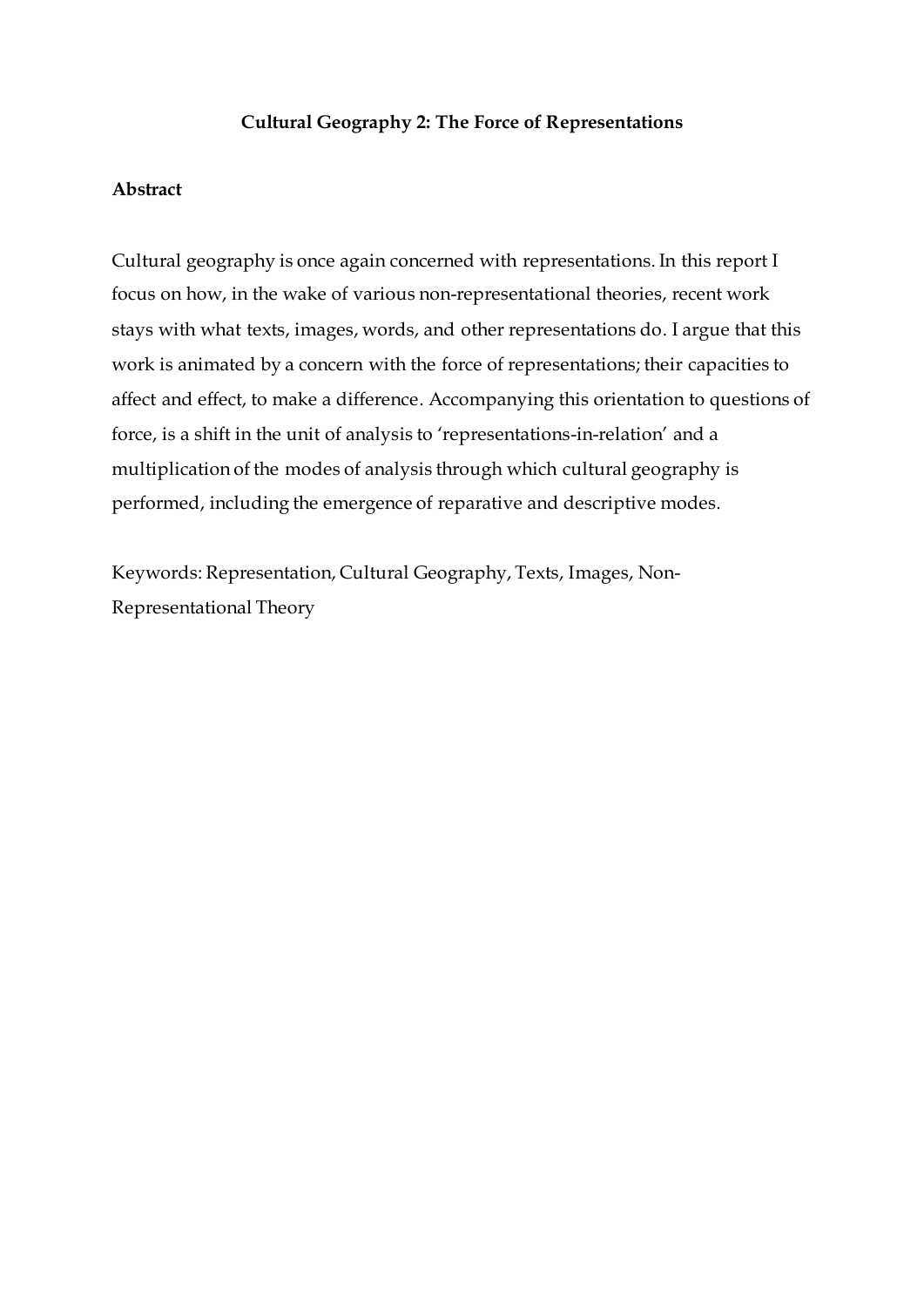**Cultural Geography 2: The Force of Representations**

**Abstract**

Cultural geography is once again concerned with representations. In this report I focus on how, in the wake of various non-representational theories, recent work stays with what texts, images, words, and other representations do. I argue that this work is animated by a concern with the force of representations; their capacities to affect and effect, to make a difference. Accompanying this orientation to questions of force, is a shift in the unit of analysis to 'representations-in-relation' and a multiplication of the modes of analysis through which cultural geography is performed, including the emergence of reparative and descriptive modes.

Keywords: Representation, Cultural Geography, Texts, Images, Non-Representational Theory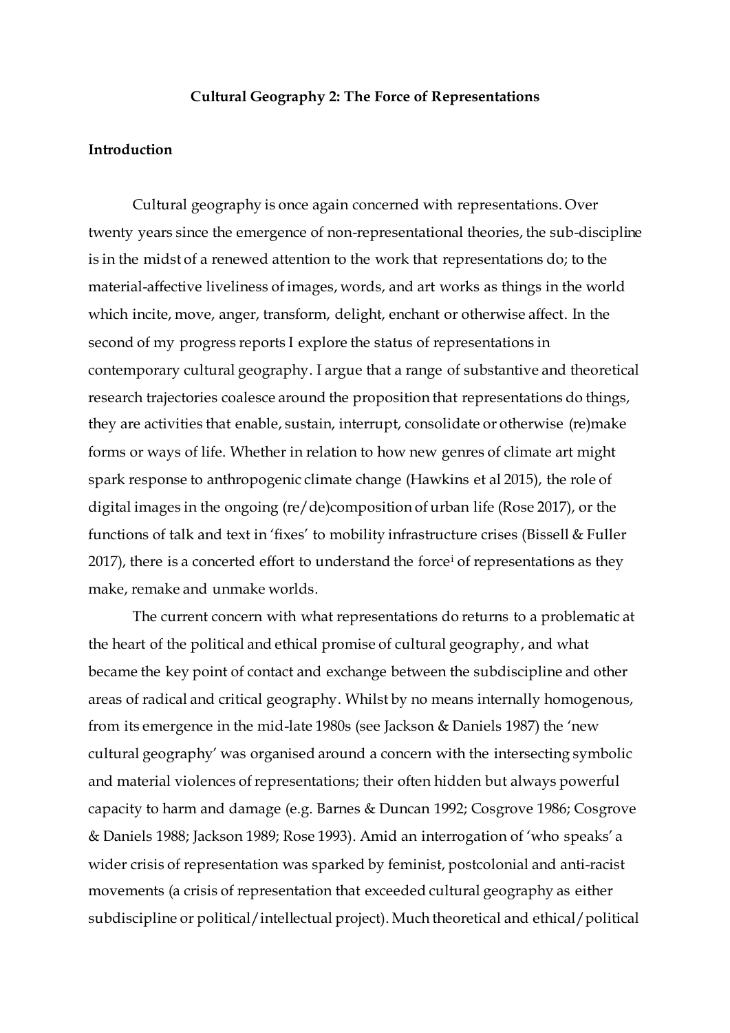**Cultural Geography 2: The Force of Representations**

**Introduction**

Cultural geography is once again concerned with representations. Over twenty years since the emergence of non-representational theories, the sub-discipline is in the midst of a renewed attention to the work that representations do; to the material-affective liveliness of images, words, and art works as things in the world which incite, move, anger, transform, delight, enchant or otherwise affect. In the second of my progress reports I explore the status of representations in contemporary cultural geography. I argue that a range of substantive and theoretical research trajectories coalesce around the proposition that representations do things, they are activities that enable, sustain, interrupt, consolidate or otherwise (re)make forms or ways of life. Whether in relation to how new genres of climate art might spark response to anthropogenic climate change (Hawkins et al 2015), the role of digital images in the ongoing (re/de)composition of urban life (Rose 2017), or the functions of talk and text in 'fixes' to mobility infrastructure crises (Bissell & Fuller 2017), there is a concerted effort to understand the force[i] of representations as they make, remake and unmake worlds.

The current concern with what representations do returns to a problematic at the heart of the political and ethical promise of cultural geography, and what became the key point of contact and exchange between the subdiscipline and other areas of radical and critical geography. Whilst by no means internally homogenous, from its emergence in the mid-late 1980s (see Jackson & Daniels 1987) the 'new cultural geography' was organised around a concern with the intersecting symbolic and material violences of representations; their often hidden but always powerful capacity to harm and damage (e.g. Barnes & Duncan 1992; Cosgrove 1986; Cosgrove & Daniels 1988; Jackson 1989; Rose 1993). Amid an interrogation of 'who speaks' a wider crisis of representation was sparked by feminist, postcolonial and anti-racist movements (a crisis of representation that exceeded cultural geography as either subdiscipline or political/intellectual project). Much theoretical and ethical/political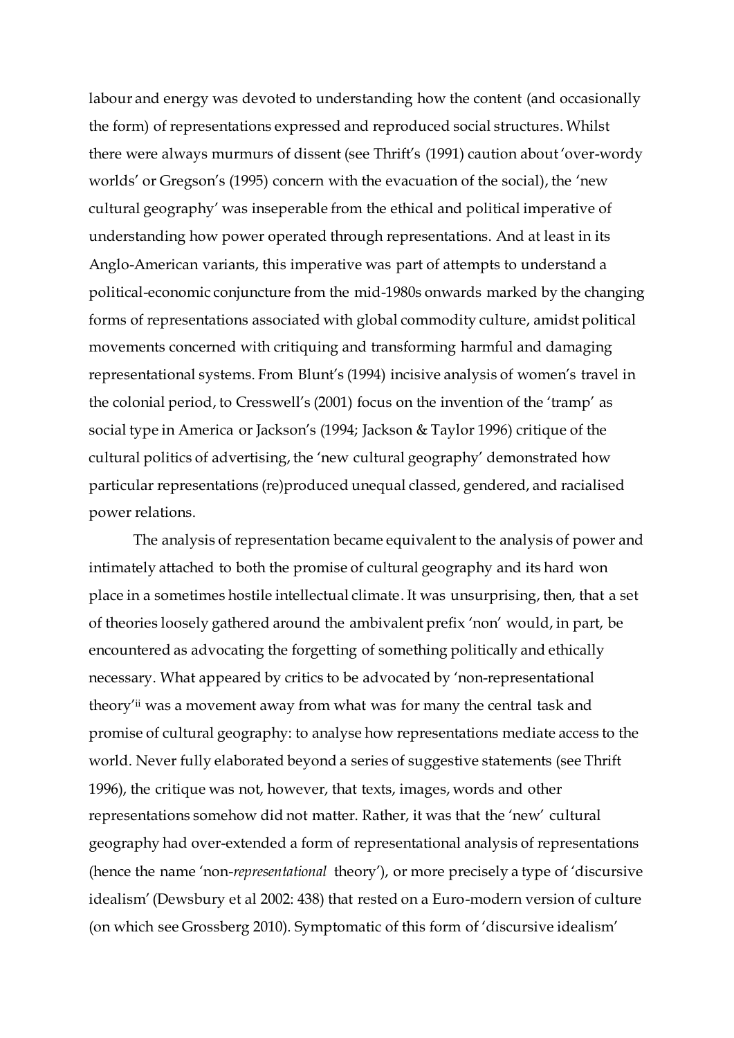labour and energy was devoted to understanding how the content (and occasionally the form) of representations expressed and reproduced social structures. Whilst there were always murmurs of dissent (see Thrift's (1991) caution about 'over-wordy worlds' or Gregson's (1995) concern with the evacuation of the social), the 'new cultural geography' was inseperable from the ethical and political imperative of understanding how power operated through representations. And at least in its Anglo-American variants, this imperative was part of attempts to understand a political-economic conjuncture from the mid-1980s onwards marked by the changing forms of representations associated with global commodity culture, amidst political movements concerned with critiquing and transforming harmful and damaging representational systems. From Blunt's (1994) incisive analysis of women's travel in the colonial period, to Cresswell's (2001) focus on the invention of the 'tramp' as social type in America or Jackson's (1994; Jackson & Taylor 1996) critique of the cultural politics of advertising, the 'new cultural geography' demonstrated how particular representations (re)produced unequal classed, gendered, and racialised power relations.

The analysis of representation became equivalent to the analysis of power and intimately attached to both the promise of cultural geography and its hard won place in a sometimes hostile intellectual climate. It was unsurprising, then, that a set of theories loosely gathered around the ambivalent prefix 'non' would, in part, be encountered as advocating the forgetting of something politically and ethically necessary. What appeared by critics to be advocated by 'non-representational theory'[ii] was a movement away from what was for many the central task and promise of cultural geography: to analyse how representations mediate access to the world. Never fully elaborated beyond a series of suggestive statements (see Thrift 1996), the critique was not, however, that texts, images, words and other representations somehow did not matter. Rather, it was that the 'new' cultural geography had over-extended a form of representational analysis of representations (hence the name 'non-*representational* theory'), or more precisely a type of 'discursive idealism' (Dewsbury et al 2002: 438) that rested on a Euro-modern version of culture (on which see Grossberg 2010). Symptomatic of this form of 'discursive idealism'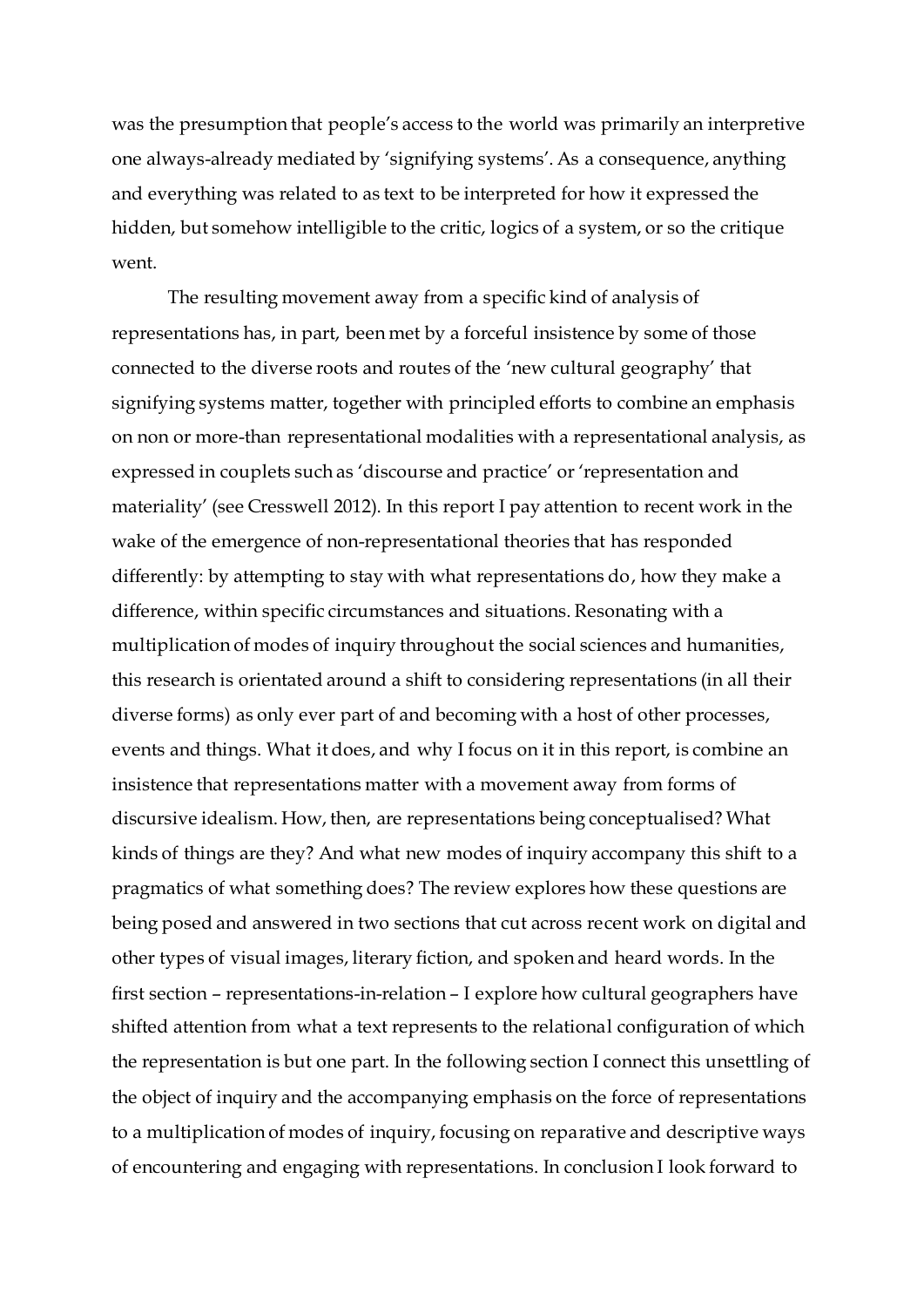was the presumption that people's access to the world was primarily an interpretive one always-already mediated by 'signifying systems'. As a consequence, anything and everything was related to as text to be interpreted for how it expressed the hidden, but somehow intelligible to the critic, logics of a system, or so the critique went.

The resulting movement away from a specific kind of analysis of representations has, in part, been met by a forceful insistence by some of those connected to the diverse roots and routes of the 'new cultural geography' that signifying systems matter, together with principled efforts to combine an emphasis on non or more-than representational modalities with a representational analysis, as expressed in couplets such as 'discourse and practice' or 'representation and materiality' (see Cresswell 2012). In this report I pay attention to recent work in the wake of the emergence of non-representational theories that has responded differently: by attempting to stay with what representations do, how they make a difference, within specific circumstances and situations. Resonating with a multiplication of modes of inquiry throughout the social sciences and humanities, this research is orientated around a shift to considering representations (in all their diverse forms) as only ever part of and becoming with a host of other processes, events and things. What it does, and why I focus on it in this report, is combine an insistence that representations matter with a movement away from forms of discursive idealism. How, then, are representations being conceptualised? What kinds of things are they? And what new modes of inquiry accompany this shift to a pragmatics of what something does? The review explores how these questions are being posed and answered in two sections that cut across recent work on digital and other types of visual images, literary fiction, and spoken and heard words. In the first section – representations-in-relation – I explore how cultural geographers have shifted attention from what a text represents to the relational configuration of which the representation is but one part. In the following section I connect this unsettling of the object of inquiry and the accompanying emphasis on the force of representations to a multiplication of modes of inquiry, focusing on reparative and descriptive ways of encountering and engaging with representations. In conclusion I look forward to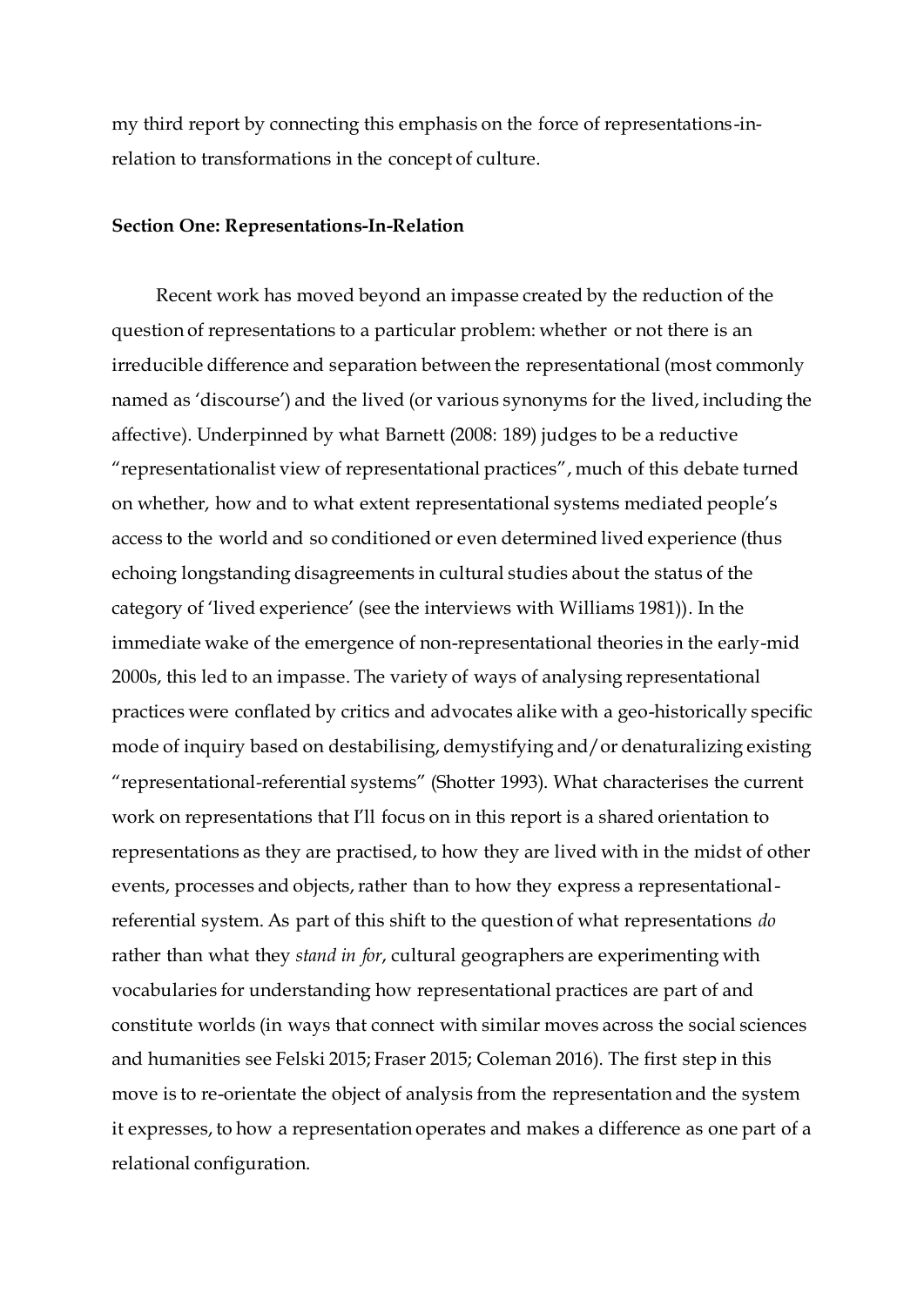my third report by connecting this emphasis on the force of representations-in-relation to transformations in the concept of culture.

## Section One: Representations-In-Relation

Recent work has moved beyond an impasse created by the reduction of the question of representations to a particular problem: whether or not there is an irreducible difference and separation between the representational (most commonly named as 'discourse') and the lived (or various synonyms for the lived, including the affective). Underpinned by what Barnett (2008: 189) judges to be a reductive "representationalist view of representational practices", much of this debate turned on whether, how and to what extent representational systems mediated people's access to the world and so conditioned or even determined lived experience (thus echoing longstanding disagreements in cultural studies about the status of the category of 'lived experience' (see the interviews with Williams 1981)). In the immediate wake of the emergence of non-representational theories in the early-mid 2000s, this led to an impasse. The variety of ways of analysing representational practices were conflated by critics and advocates alike with a geo-historically specific mode of inquiry based on destabilising, demystifying and/or denaturalizing existing "representational-referential systems" (Shotter 1993). What characterises the current work on representations that I'll focus on in this report is a shared orientation to representations as they are practised, to how they are lived with in the midst of other events, processes and objects, rather than to how they express a representational-referential system. As part of this shift to the question of what representations *do* rather than what they *stand in for*, cultural geographers are experimenting with vocabularies for understanding how representational practices are part of and constitute worlds (in ways that connect with similar moves across the social sciences and humanities see Felski 2015; Fraser 2015; Coleman 2016). The first step in this move is to re-orientate the object of analysis from the representation and the system it expresses, to how a representation operates and makes a difference as one part of a relational configuration.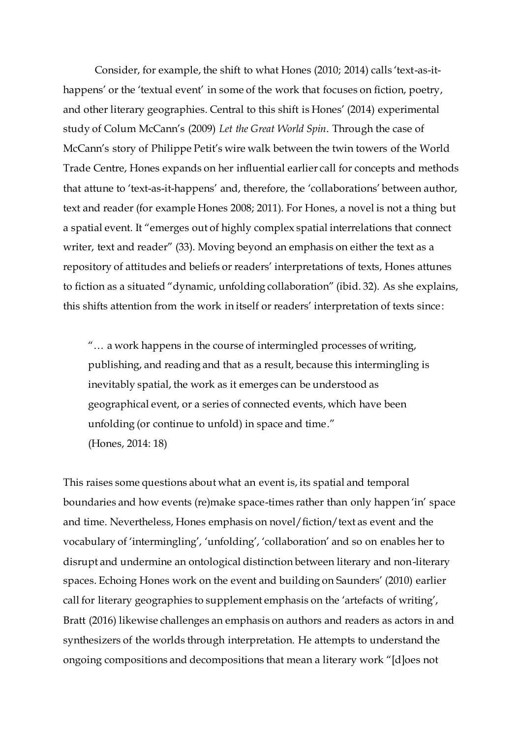Consider, for example, the shift to what Hones (2010; 2014) calls 'text-as-it-happens' or the 'textual event' in some of the work that focuses on fiction, poetry, and other literary geographies. Central to this shift is Hones' (2014) experimental study of Colum McCann's (2009) *Let the Great World Spin*. Through the case of McCann's story of Philippe Petit's wire walk between the twin towers of the World Trade Centre, Hones expands on her influential earlier call for concepts and methods that attune to 'text-as-it-happens' and, therefore, the 'collaborations' between author, text and reader (for example Hones 2008; 2011). For Hones, a novel is not a thing but a spatial event. It "emerges out of highly complex spatial interrelations that connect writer, text and reader" (33). Moving beyond an emphasis on either the text as a repository of attitudes and beliefs or readers' interpretations of texts, Hones attunes to fiction as a situated "dynamic, unfolding collaboration" (ibid. 32). As she explains, this shifts attention from the work in itself or readers' interpretation of texts since:

> "… a work happens in the course of intermingled processes of writing, publishing, and reading and that as a result, because this intermingling is inevitably spatial, the work as it emerges can be understood as geographical event, or a series of connected events, which have been unfolding (or continue to unfold) in space and time."
> (Hones, 2014: 18)

This raises some questions about what an event is, its spatial and temporal boundaries and how events (re)make space-times rather than only happen 'in' space and time. Nevertheless, Hones emphasis on novel/fiction/text as event and the vocabulary of 'intermingling', 'unfolding', 'collaboration' and so on enables her to disrupt and undermine an ontological distinction between literary and non-literary spaces. Echoing Hones work on the event and building on Saunders' (2010) earlier call for literary geographies to supplement emphasis on the 'artefacts of writing', Bratt (2016) likewise challenges an emphasis on authors and readers as actors in and synthesizers of the worlds through interpretation. He attempts to understand the ongoing compositions and decompositions that mean a literary work "[d]oes not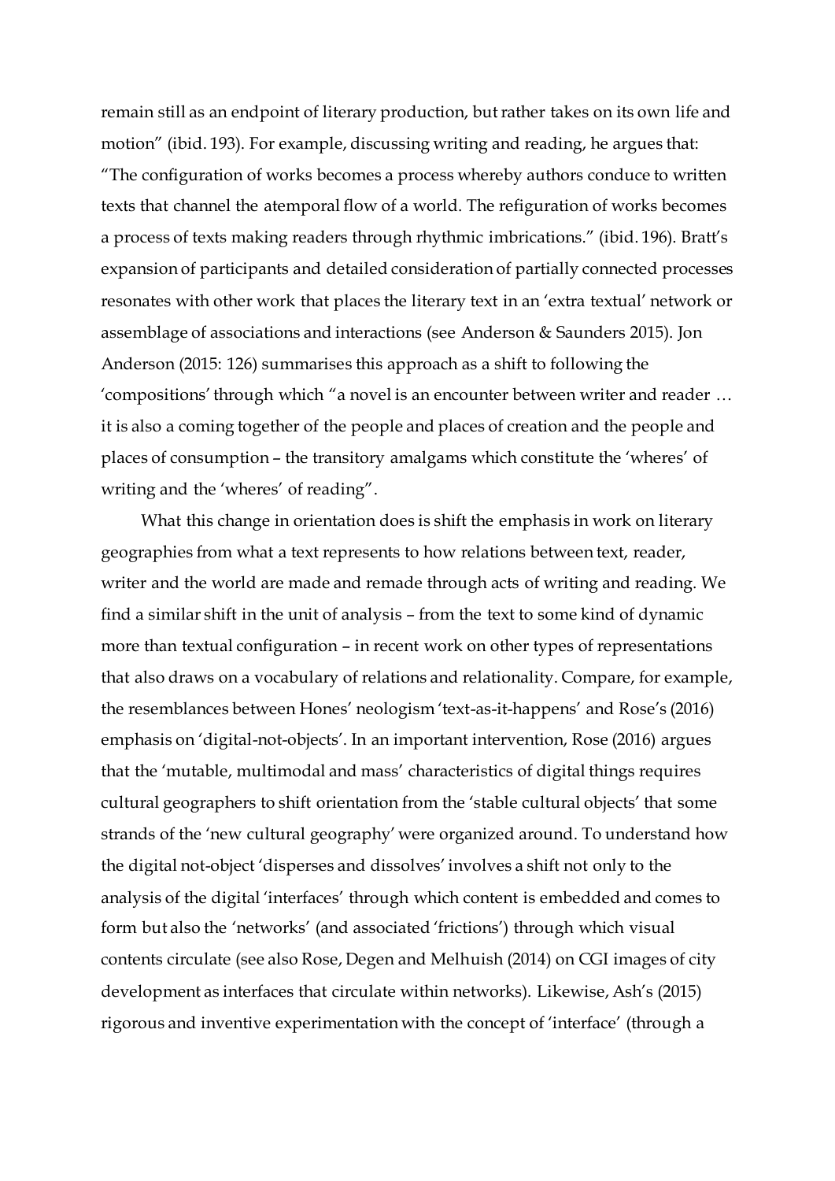remain still as an endpoint of literary production, but rather takes on its own life and motion" (ibid. 193). For example, discussing writing and reading, he argues that: "The configuration of works becomes a process whereby authors conduce to written texts that channel the atemporal flow of a world. The refiguration of works becomes a process of texts making readers through rhythmic imbrications." (ibid. 196). Bratt's expansion of participants and detailed consideration of partially connected processes resonates with other work that places the literary text in an 'extra textual' network or assemblage of associations and interactions (see Anderson & Saunders 2015). Jon Anderson (2015: 126) summarises this approach as a shift to following the 'compositions' through which "a novel is an encounter between writer and reader … it is also a coming together of the people and places of creation and the people and places of consumption – the transitory amalgams which constitute the 'wheres' of writing and the 'wheres' of reading".

What this change in orientation does is shift the emphasis in work on literary geographies from what a text represents to how relations between text, reader, writer and the world are made and remade through acts of writing and reading. We find a similar shift in the unit of analysis – from the text to some kind of dynamic more than textual configuration – in recent work on other types of representations that also draws on a vocabulary of relations and relationality. Compare, for example, the resemblances between Hones' neologism 'text-as-it-happens' and Rose's (2016) emphasis on 'digital-not-objects'. In an important intervention, Rose (2016) argues that the 'mutable, multimodal and mass' characteristics of digital things requires cultural geographers to shift orientation from the 'stable cultural objects' that some strands of the 'new cultural geography' were organized around. To understand how the digital not-object 'disperses and dissolves' involves a shift not only to the analysis of the digital 'interfaces' through which content is embedded and comes to form but also the 'networks' (and associated 'frictions') through which visual contents circulate (see also Rose, Degen and Melhuish (2014) on CGI images of city development as interfaces that circulate within networks). Likewise, Ash's (2015) rigorous and inventive experimentation with the concept of 'interface' (through a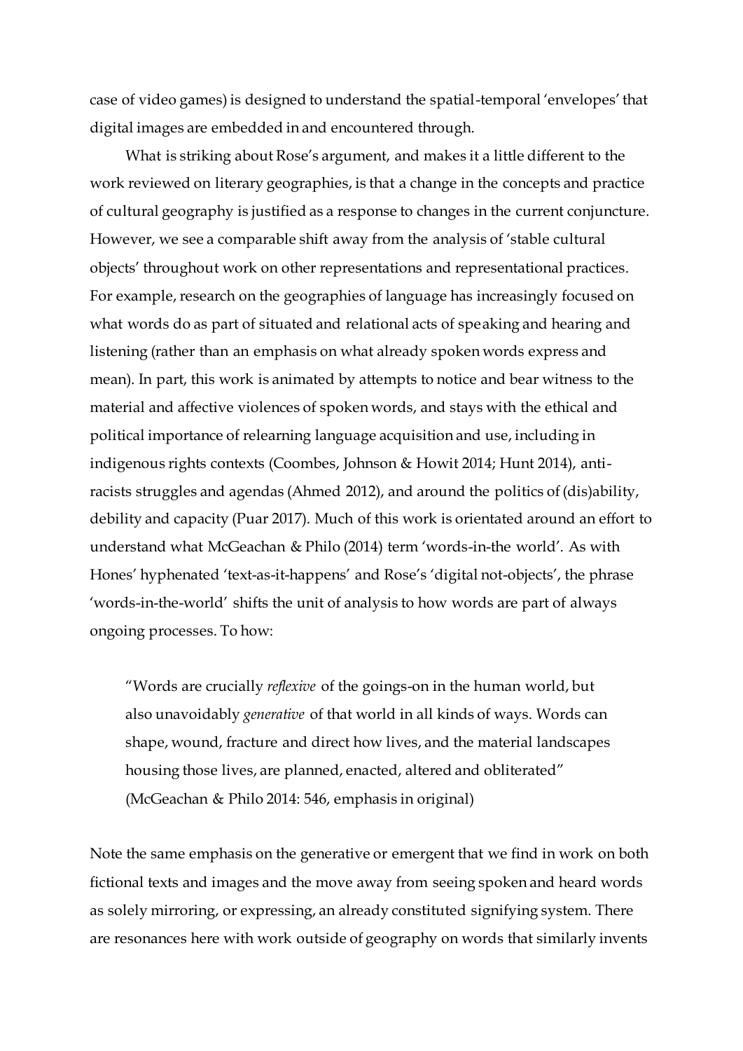case of video games) is designed to understand the spatial-temporal 'envelopes' that digital images are embedded in and encountered through.

What is striking about Rose's argument, and makes it a little different to the work reviewed on literary geographies, is that a change in the concepts and practice of cultural geography is justified as a response to changes in the current conjuncture. However, we see a comparable shift away from the analysis of 'stable cultural objects' throughout work on other representations and representational practices. For example, research on the geographies of language has increasingly focused on what words do as part of situated and relational acts of speaking and hearing and listening (rather than an emphasis on what already spoken words express and mean). In part, this work is animated by attempts to notice and bear witness to the material and affective violences of spoken words, and stays with the ethical and political importance of relearning language acquisition and use, including in indigenous rights contexts (Coombes, Johnson & Howit 2014; Hunt 2014), anti-racists struggles and agendas (Ahmed 2012), and around the politics of (dis)ability, debility and capacity (Puar 2017). Much of this work is orientated around an effort to understand what McGeachan & Philo (2014) term 'words-in-the world'. As with Hones' hyphenated 'text-as-it-happens' and Rose's 'digital not-objects', the phrase 'words-in-the-world' shifts the unit of analysis to how words are part of always ongoing processes. To how:

> "Words are crucially *reflexive* of the goings-on in the human world, but also unavoidably *generative* of that world in all kinds of ways. Words can shape, wound, fracture and direct how lives, and the material landscapes housing those lives, are planned, enacted, altered and obliterated" (McGeachan & Philo 2014: 546, emphasis in original)

Note the same emphasis on the generative or emergent that we find in work on both fictional texts and images and the move away from seeing spoken and heard words as solely mirroring, or expressing, an already constituted signifying system. There are resonances here with work outside of geography on words that similarly invents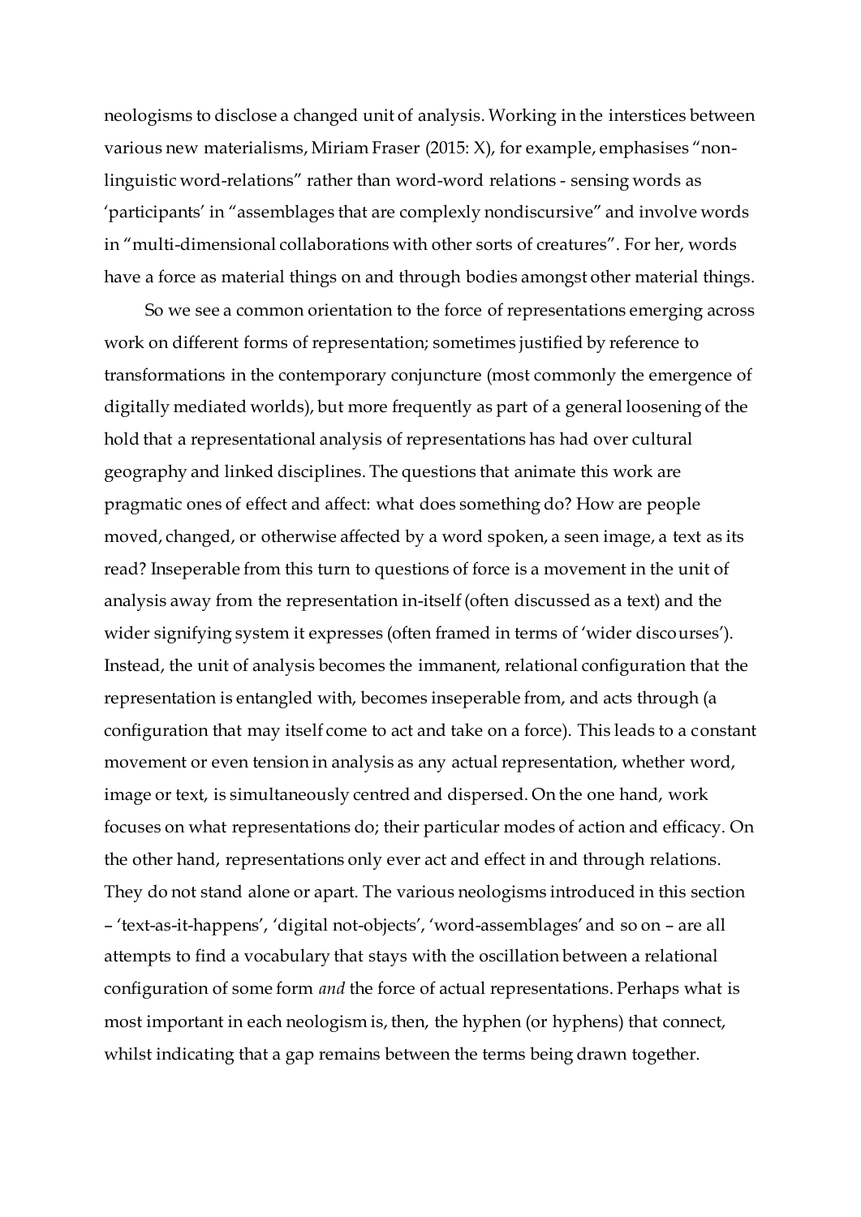neologisms to disclose a changed unit of analysis. Working in the interstices between various new materialisms, Miriam Fraser (2015: X), for example, emphasises "non-linguistic word-relations" rather than word-word relations - sensing words as 'participants' in "assemblages that are complexly nondiscursive" and involve words in "multi-dimensional collaborations with other sorts of creatures". For her, words have a force as material things on and through bodies amongst other material things.

So we see a common orientation to the force of representations emerging across work on different forms of representation; sometimes justified by reference to transformations in the contemporary conjuncture (most commonly the emergence of digitally mediated worlds), but more frequently as part of a general loosening of the hold that a representational analysis of representations has had over cultural geography and linked disciplines. The questions that animate this work are pragmatic ones of effect and affect: what does something do? How are people moved, changed, or otherwise affected by a word spoken, a seen image, a text as its read? Inseperable from this turn to questions of force is a movement in the unit of analysis away from the representation in-itself (often discussed as a text) and the wider signifying system it expresses (often framed in terms of 'wider discourses'). Instead, the unit of analysis becomes the immanent, relational configuration that the representation is entangled with, becomes inseperable from, and acts through (a configuration that may itself come to act and take on a force). This leads to a constant movement or even tension in analysis as any actual representation, whether word, image or text, is simultaneously centred and dispersed. On the one hand, work focuses on what representations do; their particular modes of action and efficacy. On the other hand, representations only ever act and effect in and through relations. They do not stand alone or apart. The various neologisms introduced in this section – 'text-as-it-happens', 'digital not-objects', 'word-assemblages' and so on – are all attempts to find a vocabulary that stays with the oscillation between a relational configuration of some form *and* the force of actual representations. Perhaps what is most important in each neologism is, then, the hyphen (or hyphens) that connect, whilst indicating that a gap remains between the terms being drawn together.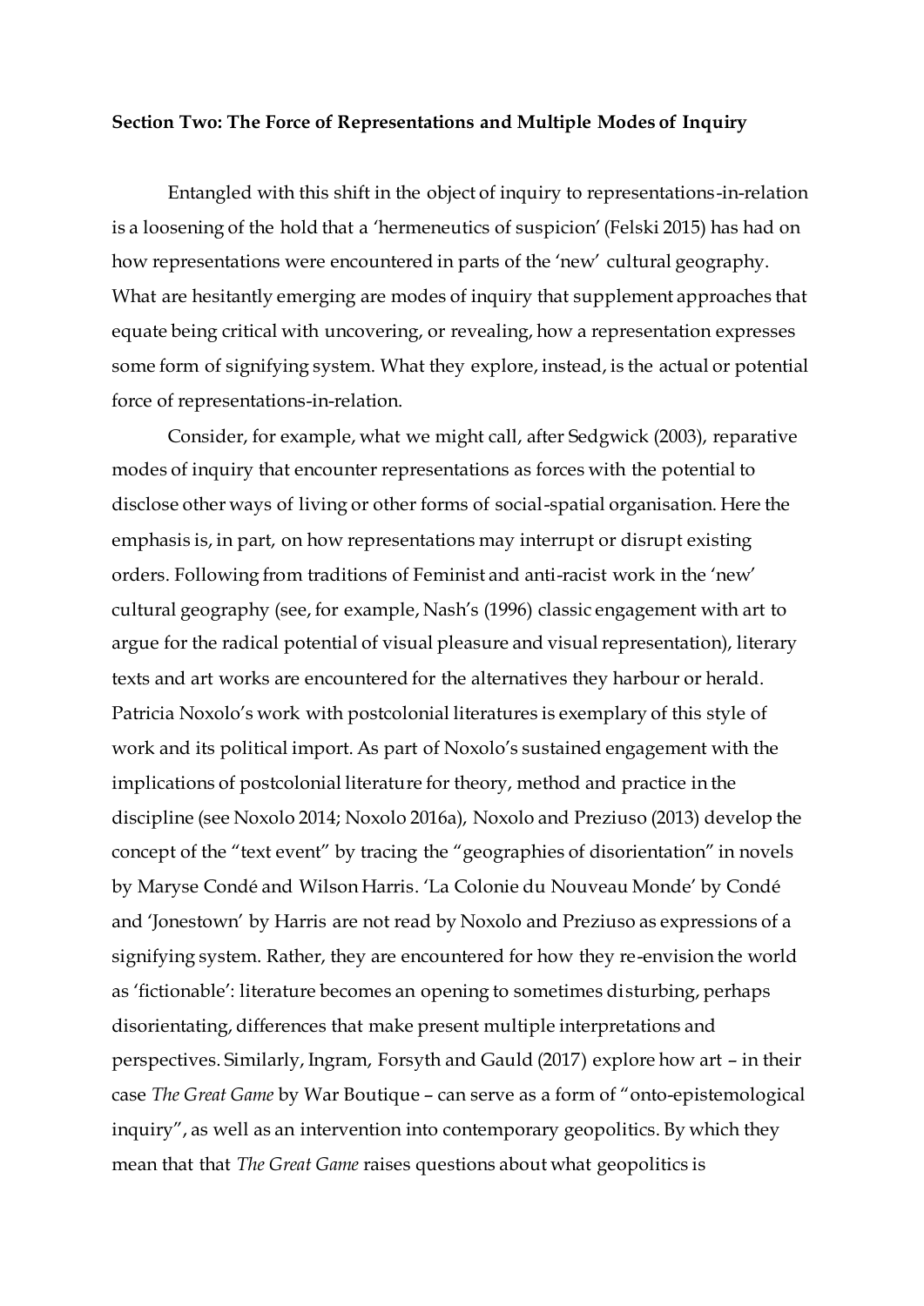**Section Two: The Force of Representations and Multiple Modes of Inquiry**

Entangled with this shift in the object of inquiry to representations-in-relation is a loosening of the hold that a 'hermeneutics of suspicion' (Felski 2015) has had on how representations were encountered in parts of the 'new' cultural geography. What are hesitantly emerging are modes of inquiry that supplement approaches that equate being critical with uncovering, or revealing, how a representation expresses some form of signifying system. What they explore, instead, is the actual or potential force of representations-in-relation.

Consider, for example, what we might call, after Sedgwick (2003), reparative modes of inquiry that encounter representations as forces with the potential to disclose other ways of living or other forms of social-spatial organisation. Here the emphasis is, in part, on how representations may interrupt or disrupt existing orders. Following from traditions of Feminist and anti-racist work in the 'new' cultural geography (see, for example, Nash's (1996) classic engagement with art to argue for the radical potential of visual pleasure and visual representation), literary texts and art works are encountered for the alternatives they harbour or herald. Patricia Noxolo's work with postcolonial literatures is exemplary of this style of work and its political import. As part of Noxolo's sustained engagement with the implications of postcolonial literature for theory, method and practice in the discipline (see Noxolo 2014; Noxolo 2016a), Noxolo and Preziuso (2013) develop the concept of the "text event" by tracing the "geographies of disorientation" in novels by Maryse Condé and Wilson Harris. 'La Colonie du Nouveau Monde' by Condé and 'Jonestown' by Harris are not read by Noxolo and Preziuso as expressions of a signifying system. Rather, they are encountered for how they re-envision the world as 'fictionable': literature becomes an opening to sometimes disturbing, perhaps disorientating, differences that make present multiple interpretations and perspectives. Similarly, Ingram, Forsyth and Gauld (2017) explore how art – in their case *The Great Game* by War Boutique – can serve as a form of "onto-epistemological inquiry", as well as an intervention into contemporary geopolitics. By which they mean that that *The Great Game* raises questions about what geopolitics is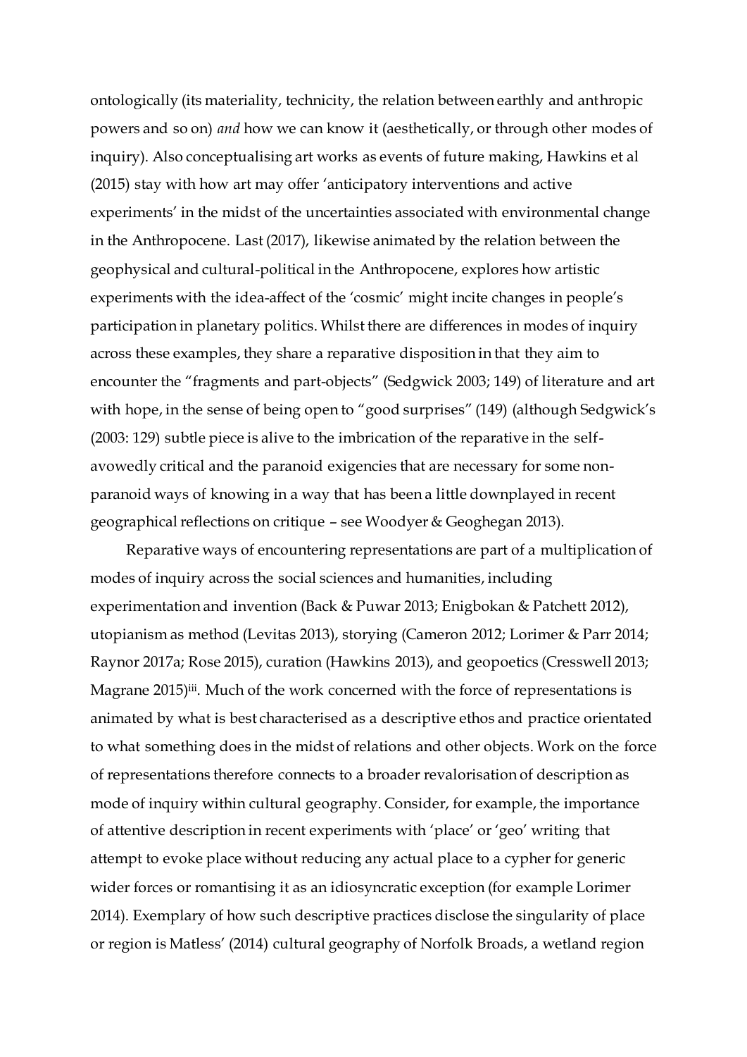ontologically (its materiality, technicity, the relation between earthly and anthropic powers and so on) *and* how we can know it (aesthetically, or through other modes of inquiry). Also conceptualising art works as events of future making, Hawkins et al (2015) stay with how art may offer 'anticipatory interventions and active experiments' in the midst of the uncertainties associated with environmental change in the Anthropocene. Last (2017), likewise animated by the relation between the geophysical and cultural-political in the Anthropocene, explores how artistic experiments with the idea-affect of the 'cosmic' might incite changes in people's participation in planetary politics. Whilst there are differences in modes of inquiry across these examples, they share a reparative disposition in that they aim to encounter the "fragments and part-objects" (Sedgwick 2003; 149) of literature and art with hope, in the sense of being open to "good surprises" (149) (although Sedgwick's (2003: 129) subtle piece is alive to the imbrication of the reparative in the self-avowedly critical and the paranoid exigencies that are necessary for some non-paranoid ways of knowing in a way that has been a little downplayed in recent geographical reflections on critique – see Woodyer & Geoghegan 2013).

Reparative ways of encountering representations are part of a multiplication of modes of inquiry across the social sciences and humanities, including experimentation and invention (Back & Puwar 2013; Enigbokan & Patchett 2012), utopianism as method (Levitas 2013), storying (Cameron 2012; Lorimer & Parr 2014; Raynor 2017a; Rose 2015), curation (Hawkins 2013), and geopoetics (Cresswell 2013; Magrane 2015)[iii]. Much of the work concerned with the force of representations is animated by what is best characterised as a descriptive ethos and practice orientated to what something does in the midst of relations and other objects. Work on the force of representations therefore connects to a broader revalorisation of description as mode of inquiry within cultural geography. Consider, for example, the importance of attentive description in recent experiments with 'place' or 'geo' writing that attempt to evoke place without reducing any actual place to a cypher for generic wider forces or romantising it as an idiosyncratic exception (for example Lorimer 2014). Exemplary of how such descriptive practices disclose the singularity of place or region is Matless' (2014) cultural geography of Norfolk Broads, a wetland region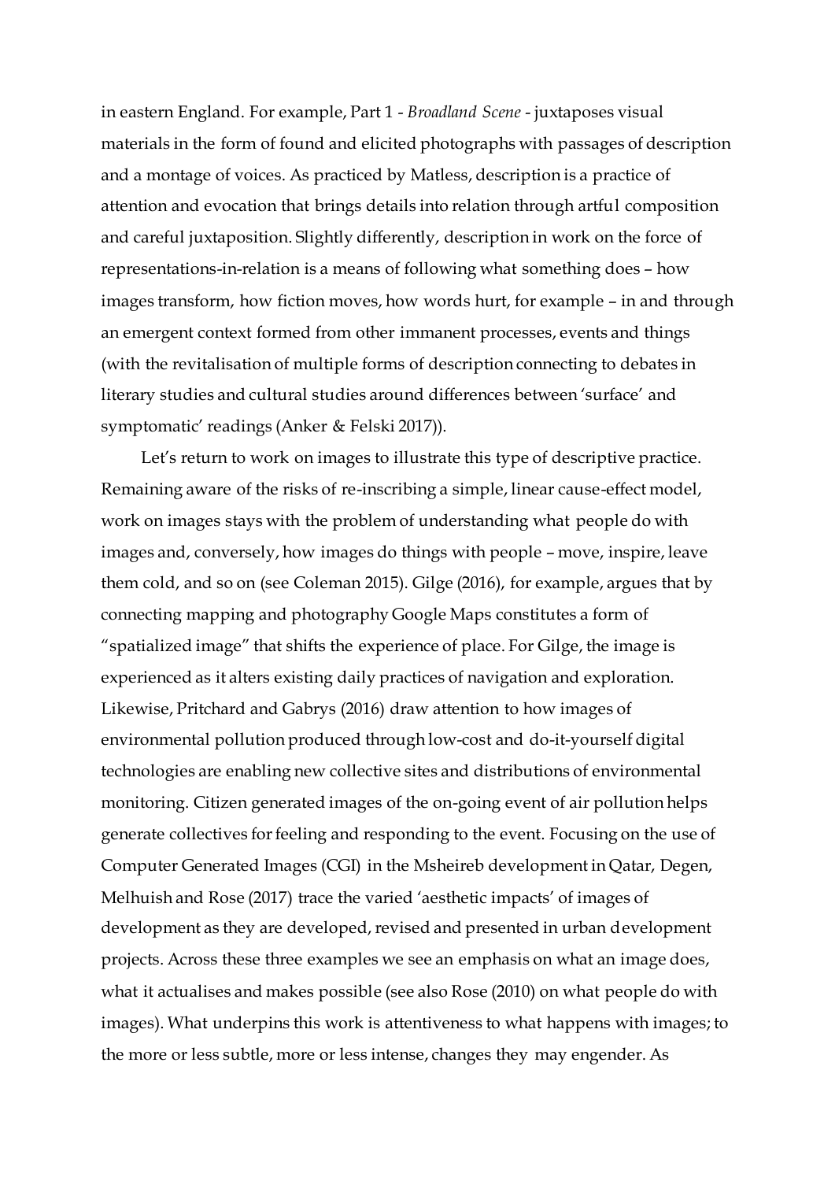in eastern England. For example, Part 1 - *Broadland Scene* - juxtaposes visual materials in the form of found and elicited photographs with passages of description and a montage of voices. As practiced by Matless, description is a practice of attention and evocation that brings details into relation through artful composition and careful juxtaposition. Slightly differently, description in work on the force of representations-in-relation is a means of following what something does – how images transform, how fiction moves, how words hurt, for example – in and through an emergent context formed from other immanent processes, events and things (with the revitalisation of multiple forms of description connecting to debates in literary studies and cultural studies around differences between 'surface' and symptomatic' readings (Anker & Felski 2017)).

Let's return to work on images to illustrate this type of descriptive practice. Remaining aware of the risks of re-inscribing a simple, linear cause-effect model, work on images stays with the problem of understanding what people do with images and, conversely, how images do things with people – move, inspire, leave them cold, and so on (see Coleman 2015). Gilge (2016), for example, argues that by connecting mapping and photography Google Maps constitutes a form of "spatialized image" that shifts the experience of place. For Gilge, the image is experienced as it alters existing daily practices of navigation and exploration. Likewise, Pritchard and Gabrys (2016) draw attention to how images of environmental pollution produced through low-cost and do-it-yourself digital technologies are enabling new collective sites and distributions of environmental monitoring. Citizen generated images of the on-going event of air pollution helps generate collectives for feeling and responding to the event. Focusing on the use of Computer Generated Images (CGI) in the Msheireb development in Qatar, Degen, Melhuish and Rose (2017) trace the varied 'aesthetic impacts' of images of development as they are developed, revised and presented in urban development projects. Across these three examples we see an emphasis on what an image does, what it actualises and makes possible (see also Rose (2010) on what people do with images). What underpins this work is attentiveness to what happens with images; to the more or less subtle, more or less intense, changes they may engender. As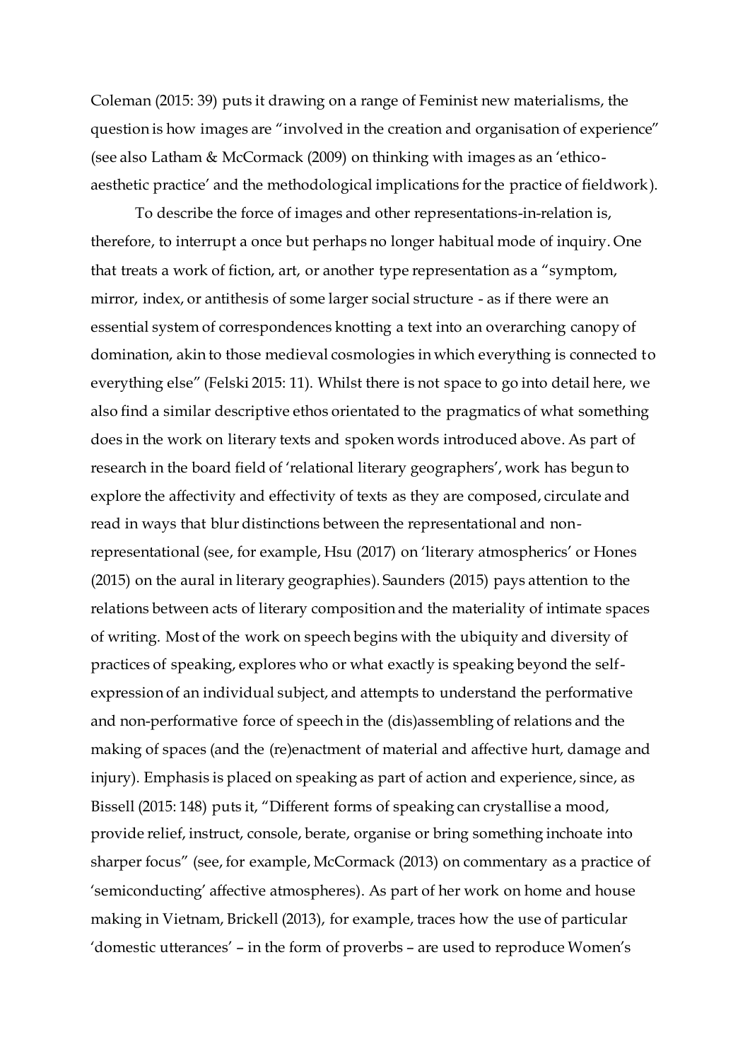Coleman (2015: 39) puts it drawing on a range of Feminist new materialisms, the question is how images are "involved in the creation and organisation of experience" (see also Latham & McCormack (2009) on thinking with images as an 'ethico-aesthetic practice' and the methodological implications for the practice of fieldwork).

To describe the force of images and other representations-in-relation is, therefore, to interrupt a once but perhaps no longer habitual mode of inquiry. One that treats a work of fiction, art, or another type representation as a "symptom, mirror, index, or antithesis of some larger social structure - as if there were an essential system of correspondences knotting a text into an overarching canopy of domination, akin to those medieval cosmologies in which everything is connected to everything else" (Felski 2015: 11). Whilst there is not space to go into detail here, we also find a similar descriptive ethos orientated to the pragmatics of what something does in the work on literary texts and spoken words introduced above. As part of research in the board field of 'relational literary geographers', work has begun to explore the affectivity and effectivity of texts as they are composed, circulate and read in ways that blur distinctions between the representational and non-representational (see, for example, Hsu (2017) on 'literary atmospherics' or Hones (2015) on the aural in literary geographies). Saunders (2015) pays attention to the relations between acts of literary composition and the materiality of intimate spaces of writing. Most of the work on speech begins with the ubiquity and diversity of practices of speaking, explores who or what exactly is speaking beyond the self-expression of an individual subject, and attempts to understand the performative and non-performative force of speech in the (dis)assembling of relations and the making of spaces (and the (re)enactment of material and affective hurt, damage and injury). Emphasis is placed on speaking as part of action and experience, since, as Bissell (2015: 148) puts it, "Different forms of speaking can crystallise a mood, provide relief, instruct, console, berate, organise or bring something inchoate into sharper focus" (see, for example, McCormack (2013) on commentary as a practice of 'semiconducting' affective atmospheres). As part of her work on home and house making in Vietnam, Brickell (2013), for example, traces how the use of particular 'domestic utterances' – in the form of proverbs – are used to reproduce Women's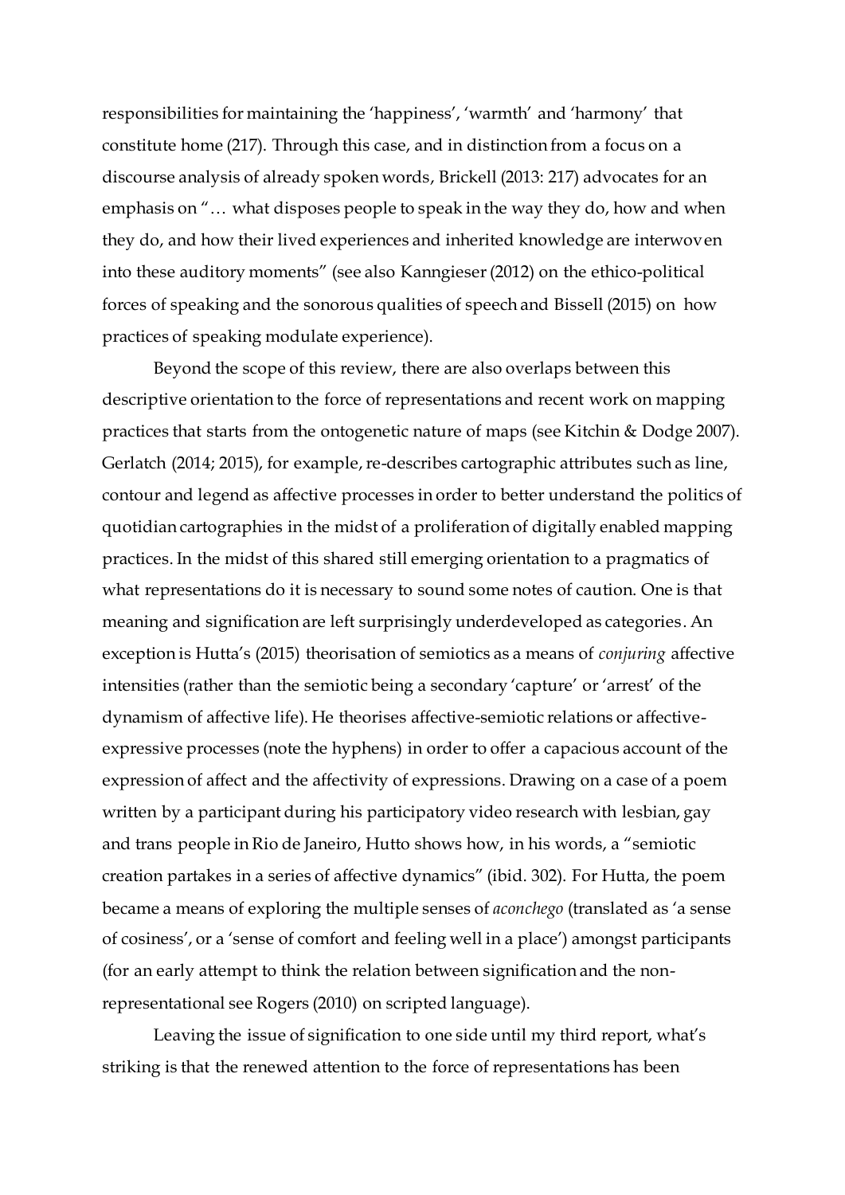responsibilities for maintaining the 'happiness', 'warmth' and 'harmony' that constitute home (217). Through this case, and in distinction from a focus on a discourse analysis of already spoken words, Brickell (2013: 217) advocates for an emphasis on "… what disposes people to speak in the way they do, how and when they do, and how their lived experiences and inherited knowledge are interwoven into these auditory moments" (see also Kanngieser (2012) on the ethico-political forces of speaking and the sonorous qualities of speech and Bissell (2015) on how practices of speaking modulate experience).

Beyond the scope of this review, there are also overlaps between this descriptive orientation to the force of representations and recent work on mapping practices that starts from the ontogenetic nature of maps (see Kitchin & Dodge 2007). Gerlatch (2014; 2015), for example, re-describes cartographic attributes such as line, contour and legend as affective processes in order to better understand the politics of quotidian cartographies in the midst of a proliferation of digitally enabled mapping practices. In the midst of this shared still emerging orientation to a pragmatics of what representations do it is necessary to sound some notes of caution. One is that meaning and signification are left surprisingly underdeveloped as categories. An exception is Hutta's (2015) theorisation of semiotics as a means of *conjuring* affective intensities (rather than the semiotic being a secondary 'capture' or 'arrest' of the dynamism of affective life). He theorises affective-semiotic relations or affective-expressive processes (note the hyphens) in order to offer a capacious account of the expression of affect and the affectivity of expressions. Drawing on a case of a poem written by a participant during his participatory video research with lesbian, gay and trans people in Rio de Janeiro, Hutto shows how, in his words, a "semiotic creation partakes in a series of affective dynamics" (ibid. 302). For Hutta, the poem became a means of exploring the multiple senses of *aconchego* (translated as 'a sense of cosiness', or a 'sense of comfort and feeling well in a place') amongst participants (for an early attempt to think the relation between signification and the non-representational see Rogers (2010) on scripted language).

Leaving the issue of signification to one side until my third report, what's striking is that the renewed attention to the force of representations has been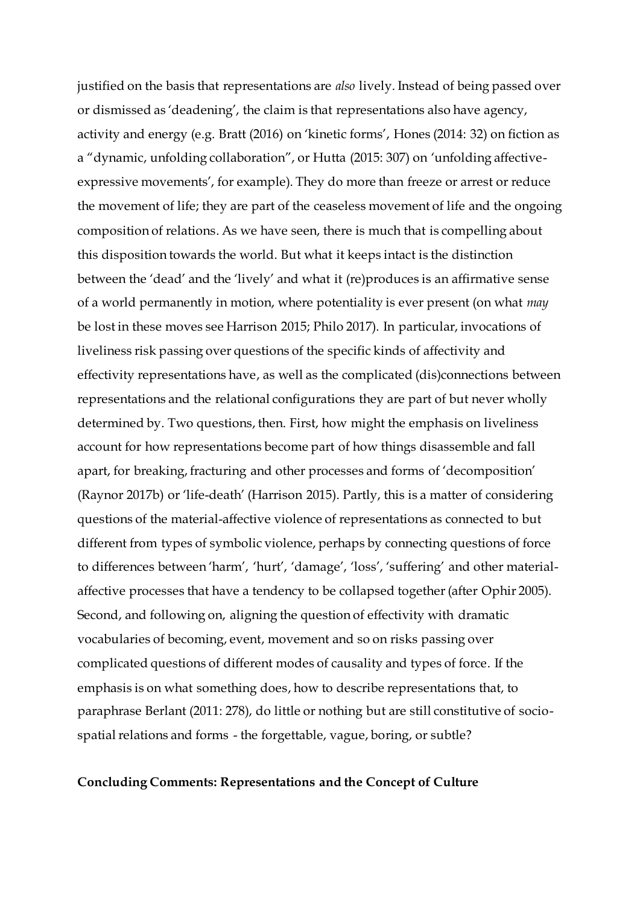justified on the basis that representations are *also* lively. Instead of being passed over or dismissed as 'deadening', the claim is that representations also have agency, activity and energy (e.g. Bratt (2016) on 'kinetic forms', Hones (2014: 32) on fiction as a "dynamic, unfolding collaboration", or Hutta (2015: 307) on 'unfolding affective-expressive movements', for example). They do more than freeze or arrest or reduce the movement of life; they are part of the ceaseless movement of life and the ongoing composition of relations. As we have seen, there is much that is compelling about this disposition towards the world. But what it keeps intact is the distinction between the 'dead' and the 'lively' and what it (re)produces is an affirmative sense of a world permanently in motion, where potentiality is ever present (on what *may* be lost in these moves see Harrison 2015; Philo 2017). In particular, invocations of liveliness risk passing over questions of the specific kinds of affectivity and effectivity representations have, as well as the complicated (dis)connections between representations and the relational configurations they are part of but never wholly determined by. Two questions, then. First, how might the emphasis on liveliness account for how representations become part of how things disassemble and fall apart, for breaking, fracturing and other processes and forms of 'decomposition' (Raynor 2017b) or 'life-death' (Harrison 2015). Partly, this is a matter of considering questions of the material-affective violence of representations as connected to but different from types of symbolic violence, perhaps by connecting questions of force to differences between 'harm', 'hurt', 'damage', 'loss', 'suffering' and other material-affective processes that have a tendency to be collapsed together (after Ophir 2005). Second, and following on, aligning the question of effectivity with dramatic vocabularies of becoming, event, movement and so on risks passing over complicated questions of different modes of causality and types of force. If the emphasis is on what something does, how to describe representations that, to paraphrase Berlant (2011: 278), do little or nothing but are still constitutive of socio-spatial relations and forms - the forgettable, vague, boring, or subtle?

**Concluding Comments: Representations and the Concept of Culture**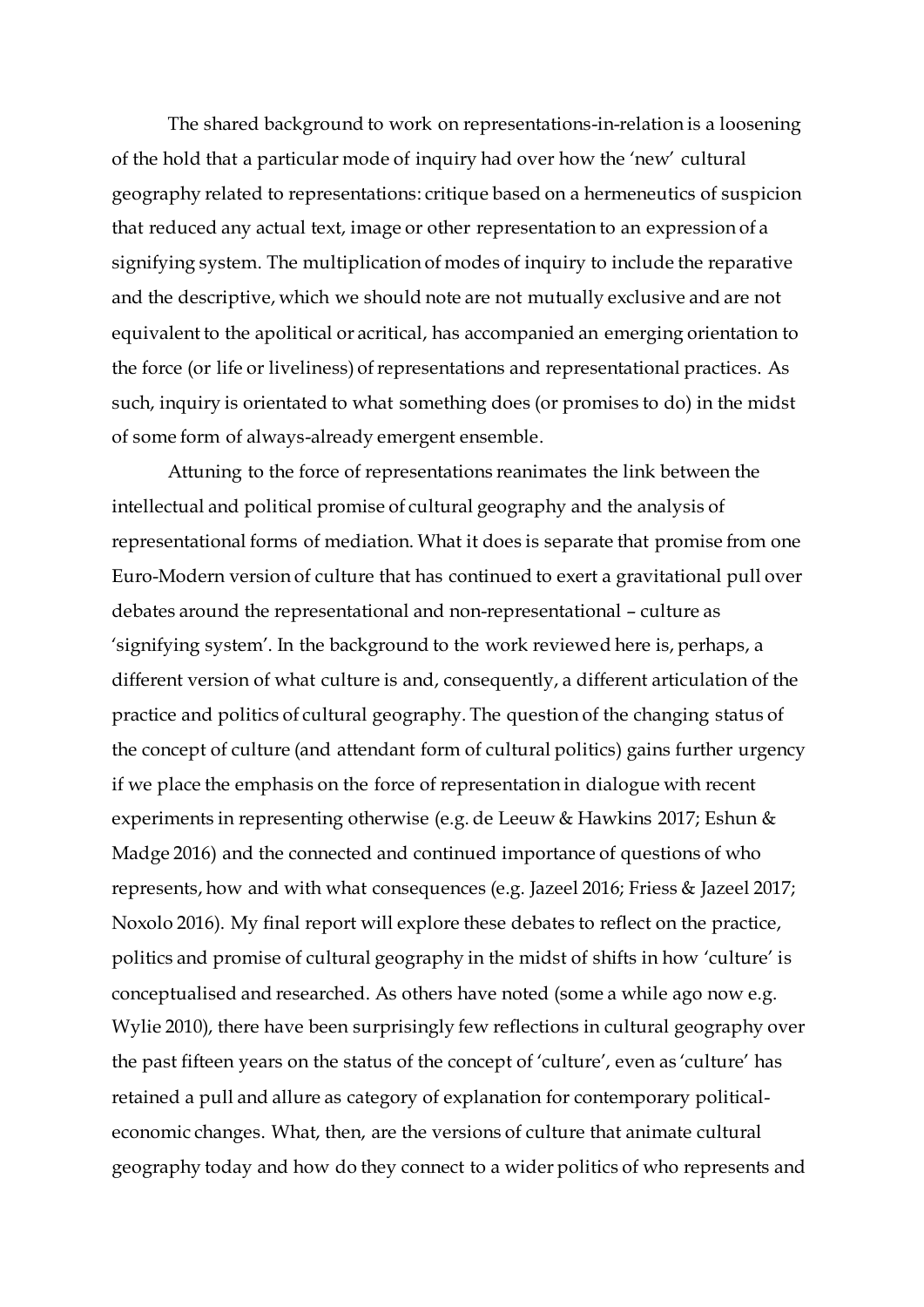The shared background to work on representations-in-relation is a loosening of the hold that a particular mode of inquiry had over how the 'new' cultural geography related to representations: critique based on a hermeneutics of suspicion that reduced any actual text, image or other representation to an expression of a signifying system. The multiplication of modes of inquiry to include the reparative and the descriptive, which we should note are not mutually exclusive and are not equivalent to the apolitical or acritical, has accompanied an emerging orientation to the force (or life or liveliness) of representations and representational practices. As such, inquiry is orientated to what something does (or promises to do) in the midst of some form of always-already emergent ensemble.

Attuning to the force of representations reanimates the link between the intellectual and political promise of cultural geography and the analysis of representational forms of mediation. What it does is separate that promise from one Euro-Modern version of culture that has continued to exert a gravitational pull over debates around the representational and non-representational – culture as 'signifying system'. In the background to the work reviewed here is, perhaps, a different version of what culture is and, consequently, a different articulation of the practice and politics of cultural geography. The question of the changing status of the concept of culture (and attendant form of cultural politics) gains further urgency if we place the emphasis on the force of representation in dialogue with recent experiments in representing otherwise (e.g. de Leeuw & Hawkins 2017; Eshun & Madge 2016) and the connected and continued importance of questions of who represents, how and with what consequences (e.g. Jazeel 2016; Friess & Jazeel 2017; Noxolo 2016). My final report will explore these debates to reflect on the practice, politics and promise of cultural geography in the midst of shifts in how 'culture' is conceptualised and researched. As others have noted (some a while ago now e.g. Wylie 2010), there have been surprisingly few reflections in cultural geography over the past fifteen years on the status of the concept of 'culture', even as 'culture' has retained a pull and allure as category of explanation for contemporary political-economic changes. What, then, are the versions of culture that animate cultural geography today and how do they connect to a wider politics of who represents and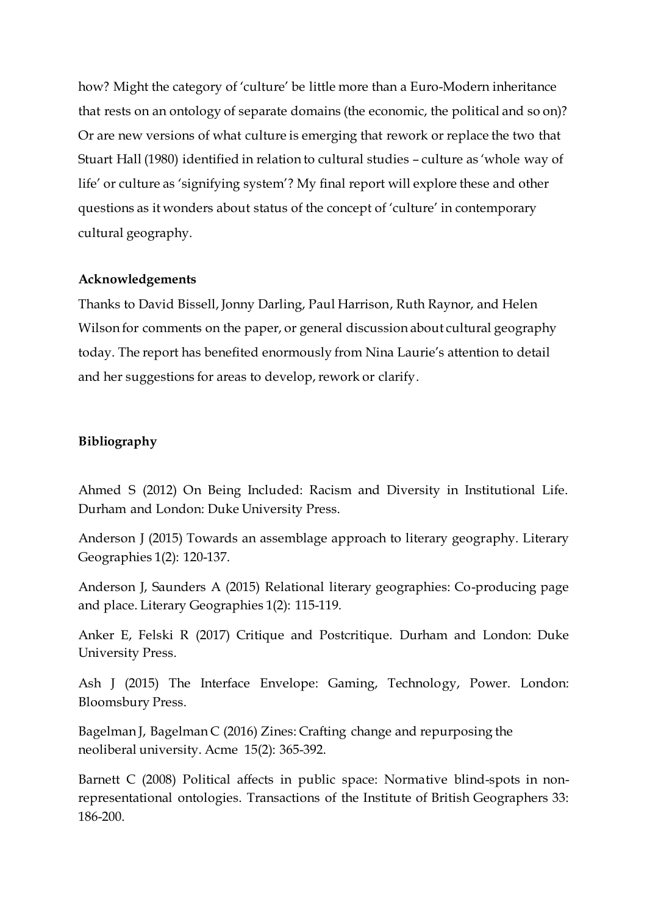how? Might the category of 'culture' be little more than a Euro-Modern inheritance that rests on an ontology of separate domains (the economic, the political and so on)? Or are new versions of what culture is emerging that rework or replace the two that Stuart Hall (1980) identified in relation to cultural studies – culture as 'whole way of life' or culture as 'signifying system'? My final report will explore these and other questions as it wonders about status of the concept of 'culture' in contemporary cultural geography.

**Acknowledgements**

Thanks to David Bissell, Jonny Darling, Paul Harrison, Ruth Raynor, and Helen Wilson for comments on the paper, or general discussion about cultural geography today. The report has benefited enormously from Nina Laurie's attention to detail and her suggestions for areas to develop, rework or clarify.

**Bibliography**

Ahmed S (2012) On Being Included: Racism and Diversity in Institutional Life. Durham and London: Duke University Press.

Anderson J (2015) Towards an assemblage approach to literary geography. Literary Geographies 1(2): 120-137.

Anderson J, Saunders A (2015) Relational literary geographies: Co-producing page and place. Literary Geographies 1(2): 115-119.

Anker E, Felski R (2017) Critique and Postcritique. Durham and London: Duke University Press.

Ash J (2015) The Interface Envelope: Gaming, Technology, Power. London: Bloomsbury Press.

Bagelman J, Bagelman C (2016) Zines: Crafting change and repurposing the neoliberal university. Acme 15(2): 365-392.

Barnett C (2008) Political affects in public space: Normative blind-spots in non-representational ontologies. Transactions of the Institute of British Geographers 33: 186-200.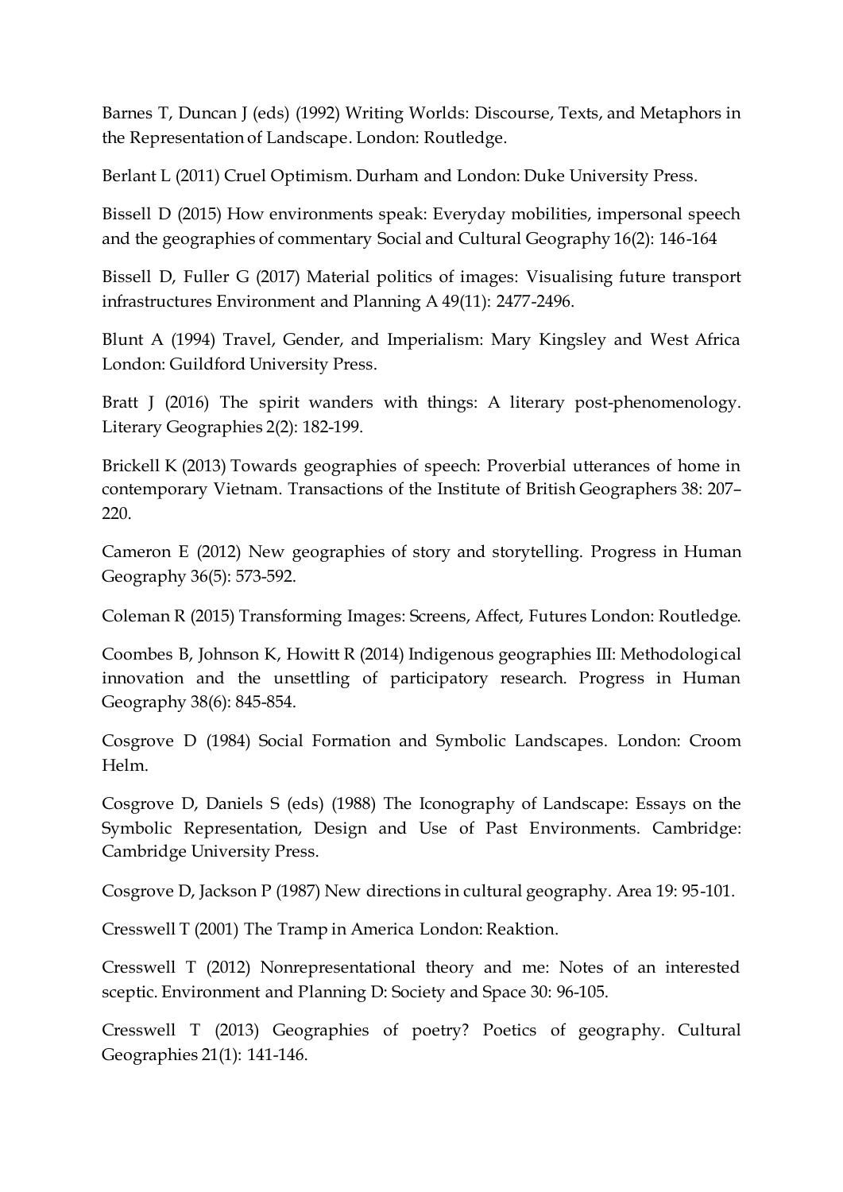Barnes T, Duncan J (eds) (1992) Writing Worlds: Discourse, Texts, and Metaphors in the Representation of Landscape. London: Routledge.

Berlant L (2011) Cruel Optimism. Durham and London: Duke University Press.

Bissell D (2015) How environments speak: Everyday mobilities, impersonal speech and the geographies of commentary Social and Cultural Geography 16(2): 146-164

Bissell D, Fuller G (2017) Material politics of images: Visualising future transport infrastructures Environment and Planning A 49(11): 2477-2496.

Blunt A (1994) Travel, Gender, and Imperialism: Mary Kingsley and West Africa London: Guildford University Press.

Bratt J (2016) The spirit wanders with things: A literary post-phenomenology. Literary Geographies 2(2): 182-199.

Brickell K (2013) Towards geographies of speech: Proverbial utterances of home in contemporary Vietnam. Transactions of the Institute of British Geographers 38: 207–220.

Cameron E (2012) New geographies of story and storytelling. Progress in Human Geography 36(5): 573-592.

Coleman R (2015) Transforming Images: Screens, Affect, Futures London: Routledge.

Coombes B, Johnson K, Howitt R (2014) Indigenous geographies III: Methodological innovation and the unsettling of participatory research. Progress in Human Geography 38(6): 845-854.

Cosgrove D (1984) Social Formation and Symbolic Landscapes. London: Croom Helm.

Cosgrove D, Daniels S (eds) (1988) The Iconography of Landscape: Essays on the Symbolic Representation, Design and Use of Past Environments. Cambridge: Cambridge University Press.

Cosgrove D, Jackson P (1987) New directions in cultural geography. Area 19: 95-101.

Cresswell T (2001) The Tramp in America London: Reaktion.

Cresswell T (2012) Nonrepresentational theory and me: Notes of an interested sceptic. Environment and Planning D: Society and Space 30: 96-105.

Cresswell T (2013) Geographies of poetry? Poetics of geography. Cultural Geographies 21(1): 141-146.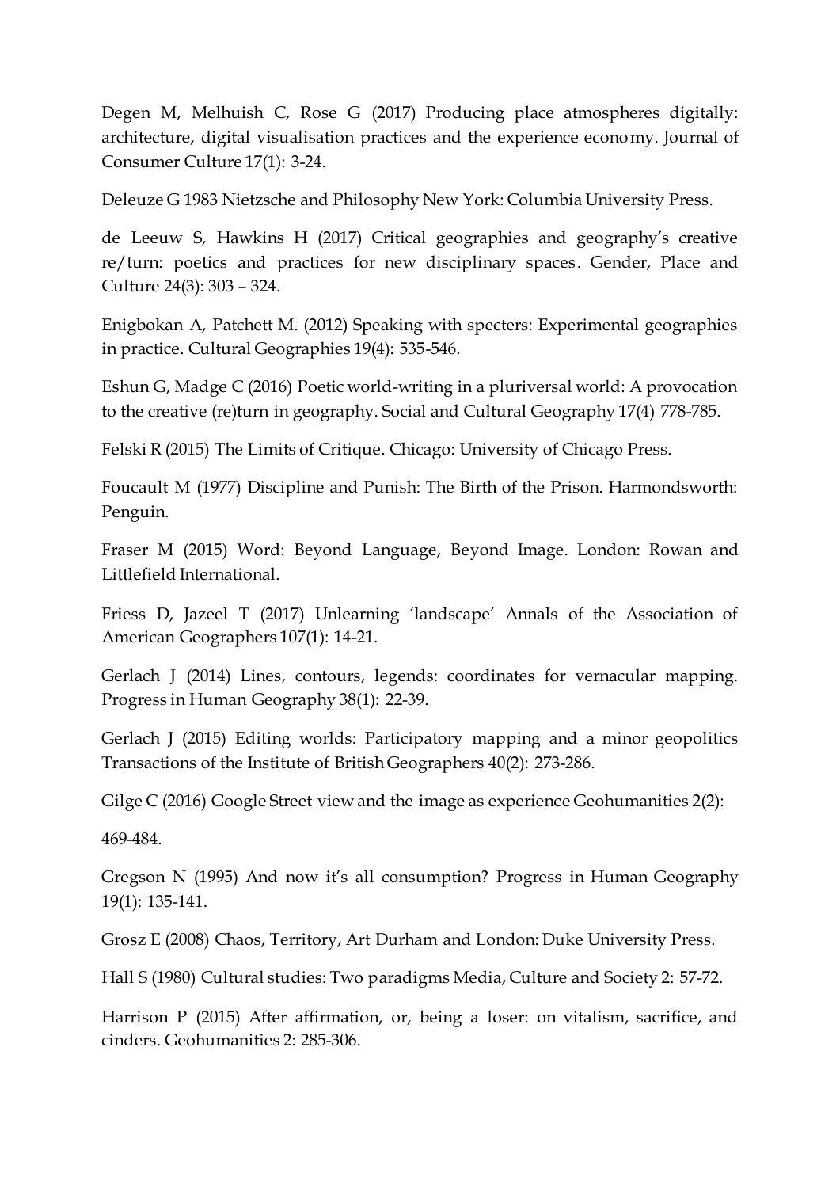Degen M, Melhuish C, Rose G (2017) Producing place atmospheres digitally: architecture, digital visualisation practices and the experience economy. Journal of Consumer Culture 17(1): 3-24.

Deleuze G 1983 Nietzsche and Philosophy New York: Columbia University Press.

de Leeuw S, Hawkins H (2017) Critical geographies and geography's creative re/turn: poetics and practices for new disciplinary spaces. Gender, Place and Culture 24(3): 303 – 324.

Enigbokan A, Patchett M. (2012) Speaking with specters: Experimental geographies in practice. Cultural Geographies 19(4): 535-546.

Eshun G, Madge C (2016) Poetic world-writing in a pluriversal world: A provocation to the creative (re)turn in geography. Social and Cultural Geography 17(4) 778-785.

Felski R (2015) The Limits of Critique. Chicago: University of Chicago Press.

Foucault M (1977) Discipline and Punish: The Birth of the Prison. Harmondsworth: Penguin.

Fraser M (2015) Word: Beyond Language, Beyond Image. London: Rowan and Littlefield International.

Friess D, Jazeel T (2017) Unlearning 'landscape' Annals of the Association of American Geographers 107(1): 14-21.

Gerlach J (2014) Lines, contours, legends: coordinates for vernacular mapping. Progress in Human Geography 38(1): 22-39.

Gerlach J (2015) Editing worlds: Participatory mapping and a minor geopolitics Transactions of the Institute of British Geographers 40(2): 273-286.

Gilge C (2016) Google Street view and the image as experience Geohumanities 2(2):

469-484.

Gregson N (1995) And now it's all consumption? Progress in Human Geography 19(1): 135-141.

Grosz E (2008) Chaos, Territory, Art Durham and London: Duke University Press.

Hall S (1980) Cultural studies: Two paradigms Media, Culture and Society 2: 57-72.

Harrison P (2015) After affirmation, or, being a loser: on vitalism, sacrifice, and cinders. Geohumanities 2: 285-306.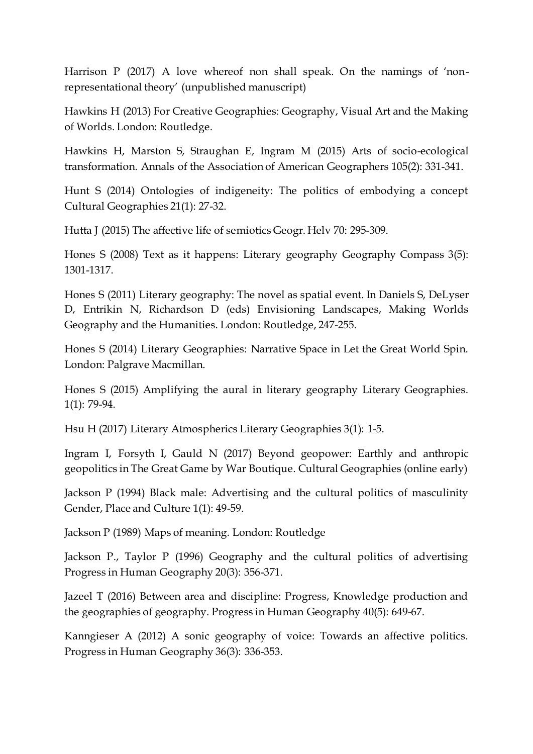Harrison P (2017) A love whereof non shall speak. On the namings of 'non-representational theory' (unpublished manuscript)

Hawkins H (2013) For Creative Geographies: Geography, Visual Art and the Making of Worlds. London: Routledge.

Hawkins H, Marston S, Straughan E, Ingram M (2015) Arts of socio-ecological transformation. Annals of the Association of American Geographers 105(2): 331-341.

Hunt S (2014) Ontologies of indigeneity: The politics of embodying a concept Cultural Geographies 21(1): 27-32.

Hutta J (2015) The affective life of semiotics Geogr. Helv 70: 295-309.

Hones S (2008) Text as it happens: Literary geography Geography Compass 3(5): 1301-1317.

Hones S (2011) Literary geography: The novel as spatial event. In Daniels S, DeLyser D, Entrikin N, Richardson D (eds) Envisioning Landscapes, Making Worlds Geography and the Humanities. London: Routledge, 247-255.

Hones S (2014) Literary Geographies: Narrative Space in Let the Great World Spin. London: Palgrave Macmillan.

Hones S (2015) Amplifying the aural in literary geography Literary Geographies. 1(1): 79-94.

Hsu H (2017) Literary Atmospherics Literary Geographies 3(1): 1-5.

Ingram I, Forsyth I, Gauld N (2017) Beyond geopower: Earthly and anthropic geopolitics in The Great Game by War Boutique. Cultural Geographies (online early)

Jackson P (1994) Black male: Advertising and the cultural politics of masculinity Gender, Place and Culture 1(1): 49-59.

Jackson P (1989) Maps of meaning. London: Routledge

Jackson P., Taylor P (1996) Geography and the cultural politics of advertising Progress in Human Geography 20(3): 356-371.

Jazeel T (2016) Between area and discipline: Progress, Knowledge production and the geographies of geography. Progress in Human Geography 40(5): 649-67.

Kanngieser A (2012) A sonic geography of voice: Towards an affective politics. Progress in Human Geography 36(3): 336-353.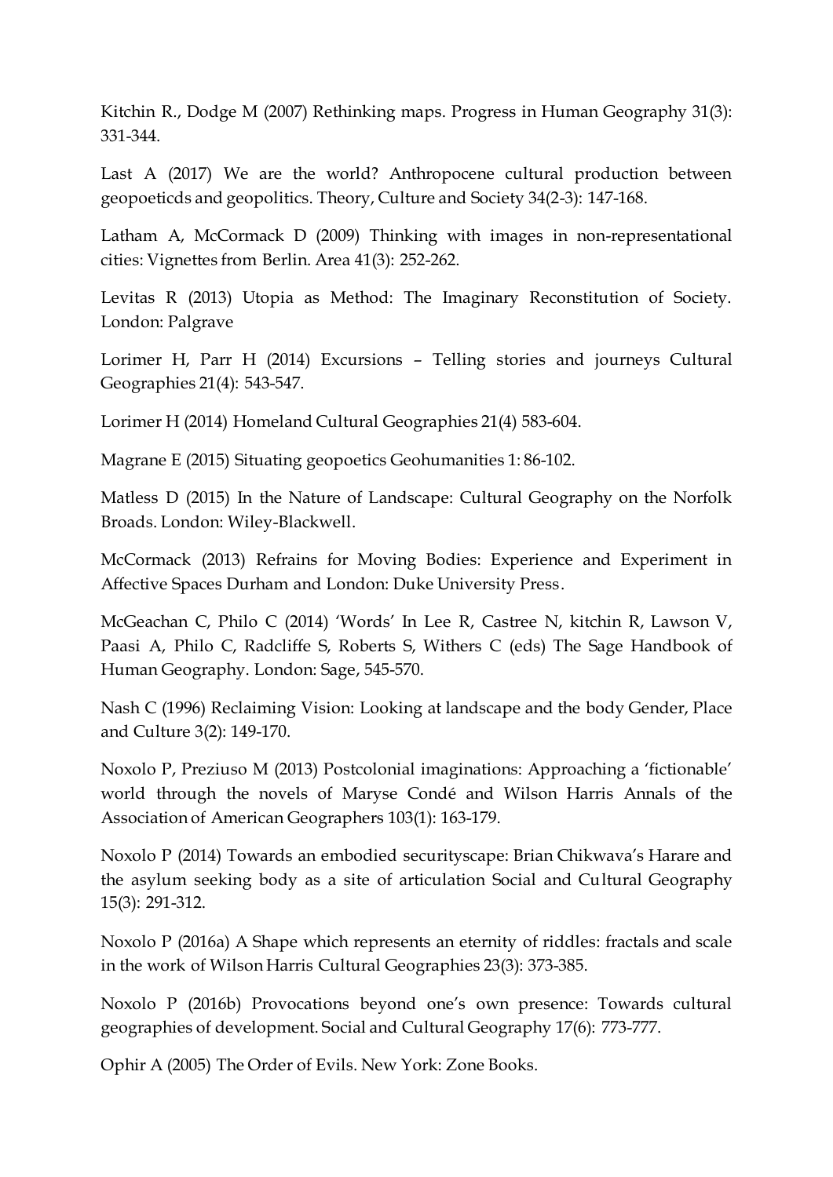Kitchin R., Dodge M (2007) Rethinking maps. Progress in Human Geography 31(3): 331-344.

Last A (2017) We are the world? Anthropocene cultural production between geopoeticds and geopolitics. Theory, Culture and Society 34(2-3): 147-168.

Latham A, McCormack D (2009) Thinking with images in non-representational cities: Vignettes from Berlin. Area 41(3): 252-262.

Levitas R (2013) Utopia as Method: The Imaginary Reconstitution of Society. London: Palgrave

Lorimer H, Parr H (2014) Excursions – Telling stories and journeys Cultural Geographies 21(4): 543-547.

Lorimer H (2014) Homeland Cultural Geographies 21(4) 583-604.

Magrane E (2015) Situating geopoetics Geohumanities 1: 86-102.

Matless D (2015) In the Nature of Landscape: Cultural Geography on the Norfolk Broads. London: Wiley-Blackwell.

McCormack (2013) Refrains for Moving Bodies: Experience and Experiment in Affective Spaces Durham and London: Duke University Press.

McGeachan C, Philo C (2014) 'Words' In Lee R, Castree N, kitchin R, Lawson V, Paasi A, Philo C, Radcliffe S, Roberts S, Withers C (eds) The Sage Handbook of Human Geography. London: Sage, 545-570.

Nash C (1996) Reclaiming Vision: Looking at landscape and the body Gender, Place and Culture 3(2): 149-170.

Noxolo P, Preziuso M (2013) Postcolonial imaginations: Approaching a 'fictionable' world through the novels of Maryse Condé and Wilson Harris Annals of the Association of American Geographers 103(1): 163-179.

Noxolo P (2014) Towards an embodied securityscape: Brian Chikwava's Harare and the asylum seeking body as a site of articulation Social and Cultural Geography 15(3): 291-312.

Noxolo P (2016a) A Shape which represents an eternity of riddles: fractals and scale in the work of Wilson Harris Cultural Geographies 23(3): 373-385.

Noxolo P (2016b) Provocations beyond one's own presence: Towards cultural geographies of development. Social and Cultural Geography 17(6): 773-777.

Ophir A (2005) The Order of Evils. New York: Zone Books.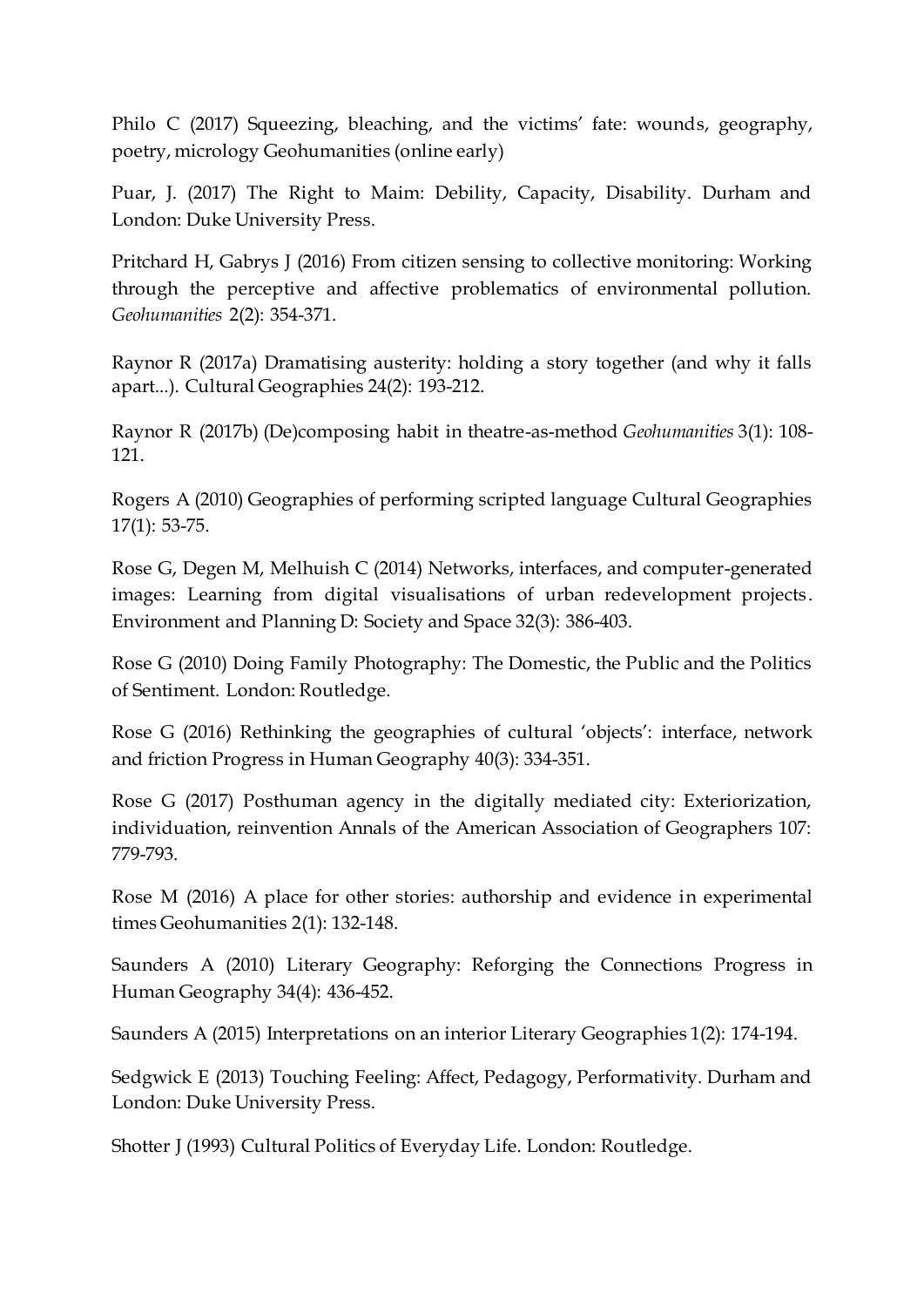Philo C (2017) Squeezing, bleaching, and the victims' fate: wounds, geography, poetry, micrology Geohumanities (online early)

Puar, J. (2017) The Right to Maim: Debility, Capacity, Disability. Durham and London: Duke University Press.

Pritchard H, Gabrys J (2016) From citizen sensing to collective monitoring: Working through the perceptive and affective problematics of environmental pollution. *Geohumanities* 2(2): 354-371.

Raynor R (2017a) Dramatising austerity: holding a story together (and why it falls apart...). Cultural Geographies 24(2): 193-212.

Raynor R (2017b) (De)composing habit in theatre-as-method *Geohumanities* 3(1): 108-121.

Rogers A (2010) Geographies of performing scripted language Cultural Geographies 17(1): 53-75.

Rose G, Degen M, Melhuish C (2014) Networks, interfaces, and computer-generated images: Learning from digital visualisations of urban redevelopment projects. Environment and Planning D: Society and Space 32(3): 386-403.

Rose G (2010) Doing Family Photography: The Domestic, the Public and the Politics of Sentiment. London: Routledge.

Rose G (2016) Rethinking the geographies of cultural 'objects': interface, network and friction Progress in Human Geography 40(3): 334-351.

Rose G (2017) Posthuman agency in the digitally mediated city: Exteriorization, individuation, reinvention Annals of the American Association of Geographers 107: 779-793.

Rose M (2016) A place for other stories: authorship and evidence in experimental times Geohumanities 2(1): 132-148.

Saunders A (2010) Literary Geography: Reforging the Connections Progress in Human Geography 34(4): 436-452.

Saunders A (2015) Interpretations on an interior Literary Geographies 1(2): 174-194.

Sedgwick E (2013) Touching Feeling: Affect, Pedagogy, Performativity. Durham and London: Duke University Press.

Shotter J (1993) Cultural Politics of Everyday Life. London: Routledge.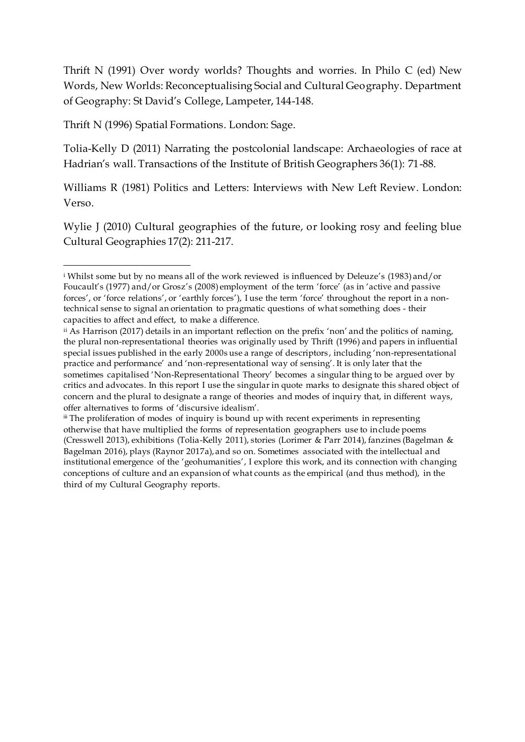Thrift N (1991) Over wordy worlds? Thoughts and worries. In Philo C (ed) New Words, New Worlds: Reconceptualising Social and Cultural Geography. Department of Geography: St David's College, Lampeter, 144-148.

Thrift N (1996) Spatial Formations. London: Sage.

Tolia-Kelly D (2011) Narrating the postcolonial landscape: Archaeologies of race at Hadrian's wall. Transactions of the Institute of British Geographers 36(1): 71-88.

Williams R (1981) Politics and Letters: Interviews with New Left Review. London: Verso.

Wylie J (2010) Cultural geographies of the future, or looking rosy and feeling blue Cultural Geographies 17(2): 211-217.

---

[i] Whilst some but by no means all of the work reviewed is influenced by Deleuze's (1983) and/or Foucault's (1977) and/or Grosz's (2008) employment of the term 'force' (as in 'active and passive forces', or 'force relations', or 'earthly forces'), I use the term 'force' throughout the report in a non-technical sense to signal an orientation to pragmatic questions of what something does - their capacities to affect and effect, to make a difference.

[ii] As Harrison (2017) details in an important reflection on the prefix 'non' and the politics of naming, the plural non-representational theories was originally used by Thrift (1996) and papers in influential special issues published in the early 2000s use a range of descriptors, including 'non-representational practice and performance' and 'non-representational way of sensing'. It is only later that the sometimes capitalised 'Non-Representational Theory' becomes a singular thing to be argued over by critics and advocates. In this report I use the singular in quote marks to designate this shared object of concern and the plural to designate a range of theories and modes of inquiry that, in different ways, offer alternatives to forms of 'discursive idealism'.

[iii] The proliferation of modes of inquiry is bound up with recent experiments in representing otherwise that have multiplied the forms of representation geographers use to include poems (Cresswell 2013), exhibitions (Tolia-Kelly 2011), stories (Lorimer & Parr 2014), fanzines (Bagelman & Bagelman 2016), plays (Raynor 2017a), and so on. Sometimes associated with the intellectual and institutional emergence of the 'geohumanities', I explore this work, and its connection with changing conceptions of culture and an expansion of what counts as the empirical (and thus method), in the third of my Cultural Geography reports.